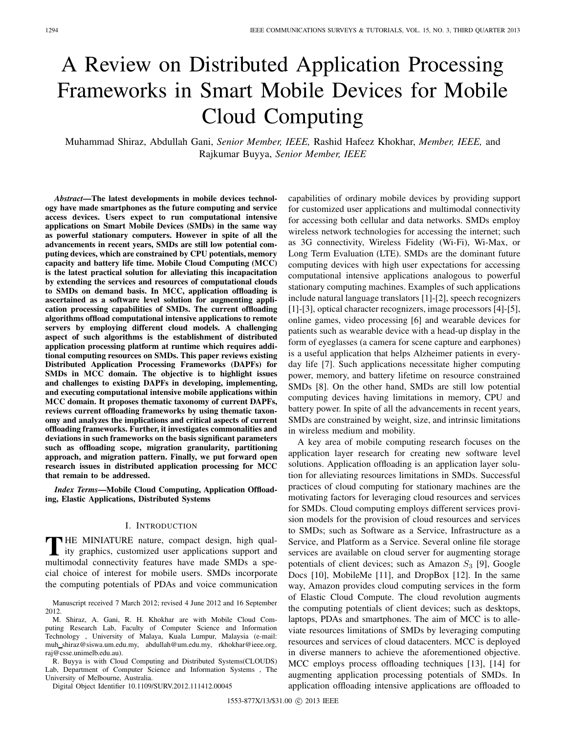# A Review on Distributed Application Processing Frameworks in Smart Mobile Devices for Mobile Cloud Computing

Muhammad Shiraz, Abdullah Gani, *Senior Member, IEEE,* Rashid Hafeez Khokhar, *Member, IEEE,* and Rajkumar Buyya, *Senior Member, IEEE*

***Abstract*—The latest developments in mobile devices technology have made smartphones as the future computing and service access devices. Users expect to run computational intensive applications on Smart Mobile Devices (SMDs) in the same way as powerful stationary computers. However in spite of all the advancements in recent years, SMDs are still low potential computing devices, which are constrained by CPU potentials, memory capacity and battery life time. Mobile Cloud Computing (MCC) is the latest practical solution for alleviating this incapacitation by extending the services and resources of computational clouds to SMDs on demand basis. In MCC, application offloading is ascertained as a software level solution for augmenting application processing capabilities of SMDs. The current offloading algorithms offload computational intensive applications to remote servers by employing different cloud models. A challenging aspect of such algorithms is the establishment of distributed application processing platform at runtime which requires additional computing resources on SMDs. This paper reviews existing Distributed Application Processing Frameworks (DAPFs) for SMDs in MCC domain. The objective is to highlight issues and challenges to existing DAPFs in developing, implementing, and executing computational intensive mobile applications within MCC domain. It proposes thematic taxonomy of current DAPFs, reviews current offloading frameworks by using thematic taxonomy and analyzes the implications and critical aspects of current offloading frameworks. Further, it investigates commonalities and deviations in such frameworks on the basis significant parameters such as offloading scope, migration granularity, partitioning approach, and migration pattern. Finally, we put forward open research issues in distributed application processing for MCC that remain to be addressed.**

***Index Terms*—Mobile Cloud Computing, Application Offloading, Elastic Applications, Distributed Systems**

## I. Introduction

THE MINIATURE nature, compact design, high quality graphics, customized user applications support and multimodal connectivity features have made SMDs a special choice of interest for mobile users. SMDs incorporate the computing potentials of PDAs and voice communication capabilities of ordinary mobile devices by providing support for customized user applications and multimodal connectivity for accessing both cellular and data networks. SMDs employ wireless network technologies for accessing the internet; such as 3G connectivity, Wireless Fidelity (Wi-Fi), Wi-Max, or Long Term Evaluation (LTE). SMDs are the dominant future computing devices with high user expectations for accessing computational intensive applications analogous to powerful stationary computing machines. Examples of such applications include natural language translators [1]-[2], speech recognizers [1]-[3], optical character recognizers, image processors [4]-[5], online games, video processing [6] and wearable devices for patients such as wearable device with a head-up display in the form of eyeglasses (a camera for scene capture and earphones) is a useful application that helps Alzheimer patients in everyday life [7]. Such applications necessitate higher computing power, memory, and battery lifetime on resource constrained SMDs [8]. On the other hand, SMDs are still low potential computing devices having limitations in memory, CPU and battery power. In spite of all the advancements in recent years, SMDs are constrained by weight, size, and intrinsic limitations in wireless medium and mobility.

A key area of mobile computing research focuses on the application layer research for creating new software level solutions. Application offloading is an application layer solution for alleviating resources limitations in SMDs. Successful practices of cloud computing for stationary machines are the motivating factors for leveraging cloud resources and services for SMDs. Cloud computing employs different services provision models for the provision of cloud resources and services to SMDs; such as Software as a Service, Infrastructure as a Service, and Platform as a Service. Several online file storage services are available on cloud server for augmenting storage potentials of client devices; such as Amazon $S_3$ [9], Google Docs [10], MobileMe [11], and DropBox [12]. In the same way, Amazon provides cloud computing services in the form of Elastic Cloud Compute. The cloud revolution augments the computing potentials of client devices; such as desktops, laptops, PDAs and smartphones. The aim of MCC is to alleviate resources limitations of SMDs by leveraging computing resources and services of cloud datacenters. MCC is deployed in diverse manners to achieve the aforementioned objective. MCC employs process offloading techniques [13], [14] for augmenting application processing potentials of SMDs. In application offloading intensive applications are offloaded to

Manuscript received 7 March 2012; revised 4 June 2012 and 16 September 2012.

M. Shiraz, A. Gani, R. H. Khokhar are with Mobile Cloud Computing Research Lab, Faculty of Computer Science and Information Technology , University of Malaya, Kuala Lumpur, Malaysia (e-mail: muh_shiraz@siswa.um.edu.my, abdullah@um.edu.my, rkhokhar@ieee.org, raj@csse.unimelb.edu.au).

R. Buyya is with Cloud Computing and Distributed Systems(CLOUDS) Lab, Department of Computer Science and Information Systems , The University of Melbourne, Australia.

Digital Object Identifier 10.1109/SURV.2012.111412.00045

1553-877X/13/$31.00 © 2013 IEEE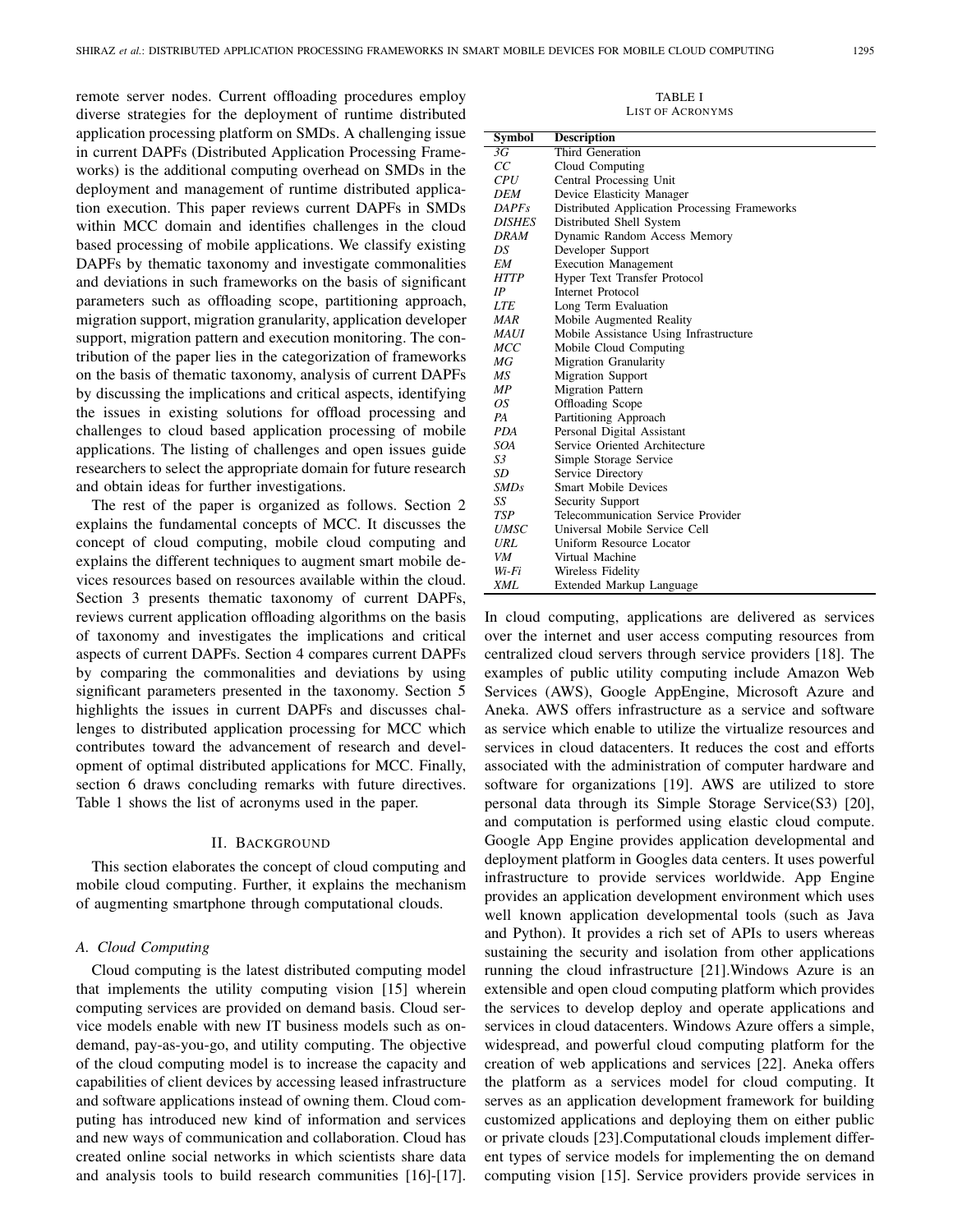remote server nodes. Current offloading procedures employ diverse strategies for the deployment of runtime distributed application processing platform on SMDs. A challenging issue in current DAPFs (Distributed Application Processing Frameworks) is the additional computing overhead on SMDs in the deployment and management of runtime distributed application execution. This paper reviews current DAPFs in SMDs within MCC domain and identifies challenges in the cloud based processing of mobile applications. We classify existing DAPFs by thematic taxonomy and investigate commonalities and deviations in such frameworks on the basis of significant parameters such as offloading scope, partitioning approach, migration support, migration granularity, application developer support, migration pattern and execution monitoring. The contribution of the paper lies in the categorization of frameworks on the basis of thematic taxonomy, analysis of current DAPFs by discussing the implications and critical aspects, identifying the issues in existing solutions for offload processing and challenges to cloud based application processing of mobile applications. The listing of challenges and open issues guide researchers to select the appropriate domain for future research and obtain ideas for further investigations.

The rest of the paper is organized as follows. Section 2 explains the fundamental concepts of MCC. It discusses the concept of cloud computing, mobile cloud computing and explains the different techniques to augment smart mobile devices resources based on resources available within the cloud. Section 3 presents thematic taxonomy of current DAPFs, reviews current application offloading algorithms on the basis of taxonomy and investigates the implications and critical aspects of current DAPFs. Section 4 compares current DAPFs by comparing the commonalities and deviations by using significant parameters presented in the taxonomy. Section 5 highlights the issues in current DAPFs and discusses challenges to distributed application processing for MCC which contributes toward the advancement of research and development of optimal distributed applications for MCC. Finally, section 6 draws concluding remarks with future directives. Table 1 shows the list of acronyms used in the paper.

TABLE I
LIST OF ACRONYMS

| Symbol | Description |
|---|---|
| *3G* | Third Generation |
| *CC* | Cloud Computing |
| *CPU* | Central Processing Unit |
| *DEM* | Device Elasticity Manager |
| *DAPFs* | Distributed Application Processing Frameworks |
| *DISHES* | Distributed Shell System |
| *DRAM* | Dynamic Random Access Memory |
| *DS* | Developer Support |
| *EM* | Execution Management |
| *HTTP* | Hyper Text Transfer Protocol |
| *IP* | Internet Protocol |
| *LTE* | Long Term Evaluation |
| *MAR* | Mobile Augmented Reality |
| *MAUI* | Mobile Assistance Using Infrastructure |
| *MCC* | Mobile Cloud Computing |
| *MG* | Migration Granularity |
| *MS* | Migration Support |
| *MP* | Migration Pattern |
| *OS* | Offloading Scope |
| *PA* | Partitioning Approach |
| *PDA* | Personal Digital Assistant |
| *SOA* | Service Oriented Architecture |
| *S3* | Simple Storage Service |
| *SD* | Service Directory |
| *SMDs* | Smart Mobile Devices |
| *SS* | Security Support |
| *TSP* | Telecommunication Service Provider |
| *UMSC* | Universal Mobile Service Cell |
| *URL* | Uniform Resource Locator |
| *VM* | Virtual Machine |
| *Wi-Fi* | Wireless Fidelity |
| *XML* | Extended Markup Language |

## II. BACKGROUND

This section elaborates the concept of cloud computing and mobile cloud computing. Further, it explains the mechanism of augmenting smartphone through computational clouds.

### A. Cloud Computing

Cloud computing is the latest distributed computing model that implements the utility computing vision [15] wherein computing services are provided on demand basis. Cloud service models enable with new IT business models such as on-demand, pay-as-you-go, and utility computing. The objective of the cloud computing model is to increase the capacity and capabilities of client devices by accessing leased infrastructure and software applications instead of owning them. Cloud computing has introduced new kind of information and services and new ways of communication and collaboration. Cloud has created online social networks in which scientists share data and analysis tools to build research communities [16]-[17]. In cloud computing, applications are delivered as services over the internet and user access computing resources from centralized cloud servers through service providers [18]. The examples of public utility computing include Amazon Web Services (AWS), Google AppEngine, Microsoft Azure and Aneka. AWS offers infrastructure as a service and software as service which enable to utilize the virtualize resources and services in cloud datacenters. It reduces the cost and efforts associated with the administration of computer hardware and software for organizations [19]. AWS are utilized to store personal data through its Simple Storage Service(S3) [20], and computation is performed using elastic cloud compute. Google App Engine provides application developmental and deployment platform in Googles data centers. It uses powerful infrastructure to provide services worldwide. App Engine provides an application development environment which uses well known application developmental tools (such as Java and Python). It provides a rich set of APIs to users whereas sustaining the security and isolation from other applications running the cloud infrastructure [21].Windows Azure is an extensible and open cloud computing platform which provides the services to develop deploy and operate applications and services in cloud datacenters. Windows Azure offers a simple, widespread, and powerful cloud computing platform for the creation of web applications and services [22]. Aneka offers the platform as a services model for cloud computing. It serves as an application development framework for building customized applications and deploying them on either public or private clouds [23].Computational clouds implement different types of service models for implementing the on demand computing vision [15]. Service providers provide services in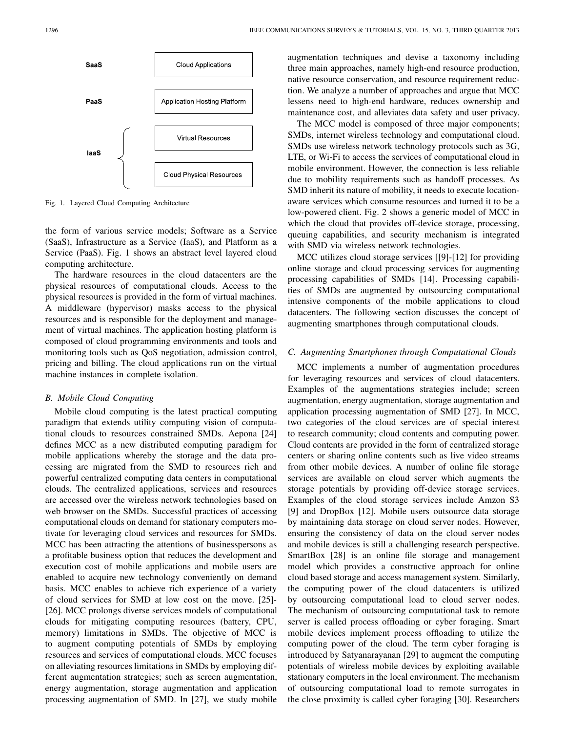SaaS — Cloud Applications

PaaS — Application Hosting Platform

IaaS — Virtual Resources, Cloud Physical Resources

Fig. 1. Layered Cloud Computing Architecture

the form of various service models; Software as a Service (SaaS), Infrastructure as a Service (IaaS), and Platform as a Service (PaaS). Fig. 1 shows an abstract level layered cloud computing architecture.

The hardware resources in the cloud datacenters are the physical resources of computational clouds. Access to the physical resources is provided in the form of virtual machines. A middleware (hypervisor) masks access to the physical resources and is responsible for the deployment and management of virtual machines. The application hosting platform is composed of cloud programming environments and tools and monitoring tools such as QoS negotiation, admission control, pricing and billing. The cloud applications run on the virtual machine instances in complete isolation.

### *B. Mobile Cloud Computing*

Mobile cloud computing is the latest practical computing paradigm that extends utility computing vision of computational clouds to resources constrained SMDs. Aepona [24] defines MCC as a new distributed computing paradigm for mobile applications whereby the storage and the data processing are migrated from the SMD to resources rich and powerful centralized computing data centers in computational clouds. The centralized applications, services and resources are accessed over the wireless network technologies based on web browser on the SMDs. Successful practices of accessing computational clouds on demand for stationary computers motivate for leveraging cloud services and resources for SMDs. MCC has been attracting the attentions of businesspersons as a profitable business option that reduces the development and execution cost of mobile applications and mobile users are enabled to acquire new technology conveniently on demand basis. MCC enables to achieve rich experience of a variety of cloud services for SMD at low cost on the move. [25]-[26]. MCC prolongs diverse services models of computational clouds for mitigating computing resources (battery, CPU, memory) limitations in SMDs. The objective of MCC is to augment computing potentials of SMDs by employing resources and services of computational clouds. MCC focuses on alleviating resources limitations in SMDs by employing different augmentation strategies; such as screen augmentation, energy augmentation, storage augmentation and application processing augmentation of SMD. In [27], we study mobile augmentation techniques and devise a taxonomy including three main approaches, namely high-end resource production, native resource conservation, and resource requirement reduction. We analyze a number of approaches and argue that MCC lessens need to high-end hardware, reduces ownership and maintenance cost, and alleviates data safety and user privacy.

The MCC model is composed of three major components; SMDs, internet wireless technology and computational cloud. SMDs use wireless network technology protocols such as 3G, LTE, or Wi-Fi to access the services of computational cloud in mobile environment. However, the connection is less reliable due to mobility requirements such as handoff processes. As SMD inherit its nature of mobility, it needs to execute location-aware services which consume resources and turned it to be a low-powered client. Fig. 2 shows a generic model of MCC in which the cloud that provides off-device storage, processing, queuing capabilities, and security mechanism is integrated with SMD via wireless network technologies.

MCC utilizes cloud storage services [[9]-[12] for providing online storage and cloud processing services for augmenting processing capabilities of SMDs [14]. Processing capabilities of SMDs are augmented by outsourcing computational intensive components of the mobile applications to cloud datacenters. The following section discusses the concept of augmenting smartphones through computational clouds.

### *C. Augmenting Smartphones through Computational Clouds*

MCC implements a number of augmentation procedures for leveraging resources and services of cloud datacenters. Examples of the augmentations strategies include; screen augmentation, energy augmentation, storage augmentation and application processing augmentation of SMD [27]. In MCC, two categories of the cloud services are of special interest to research community; cloud contents and computing power. Cloud contents are provided in the form of centralized storage centers or sharing online contents such as live video streams from other mobile devices. A number of online file storage services are available on cloud server which augments the storage potentials by providing off-device storage services. Examples of the cloud storage services include Amzon S3 [9] and DropBox [12]. Mobile users outsource data storage by maintaining data storage on cloud server nodes. However, ensuring the consistency of data on the cloud server nodes and mobile devices is still a challenging research perspective. SmartBox [28] is an online file storage and management model which provides a constructive approach for online cloud based storage and access management system. Similarly, the computing power of the cloud datacenters is utilized by outsourcing computational load to cloud server nodes. The mechanism of outsourcing computational task to remote server is called process offloading or cyber foraging. Smart mobile devices implement process offloading to utilize the computing power of the cloud. The term cyber foraging is introduced by Satyanarayanan [29] to augment the computing potentials of wireless mobile devices by exploiting available stationary computers in the local environment. The mechanism of outsourcing computational load to remote surrogates in the close proximity is called cyber foraging [30]. Researchers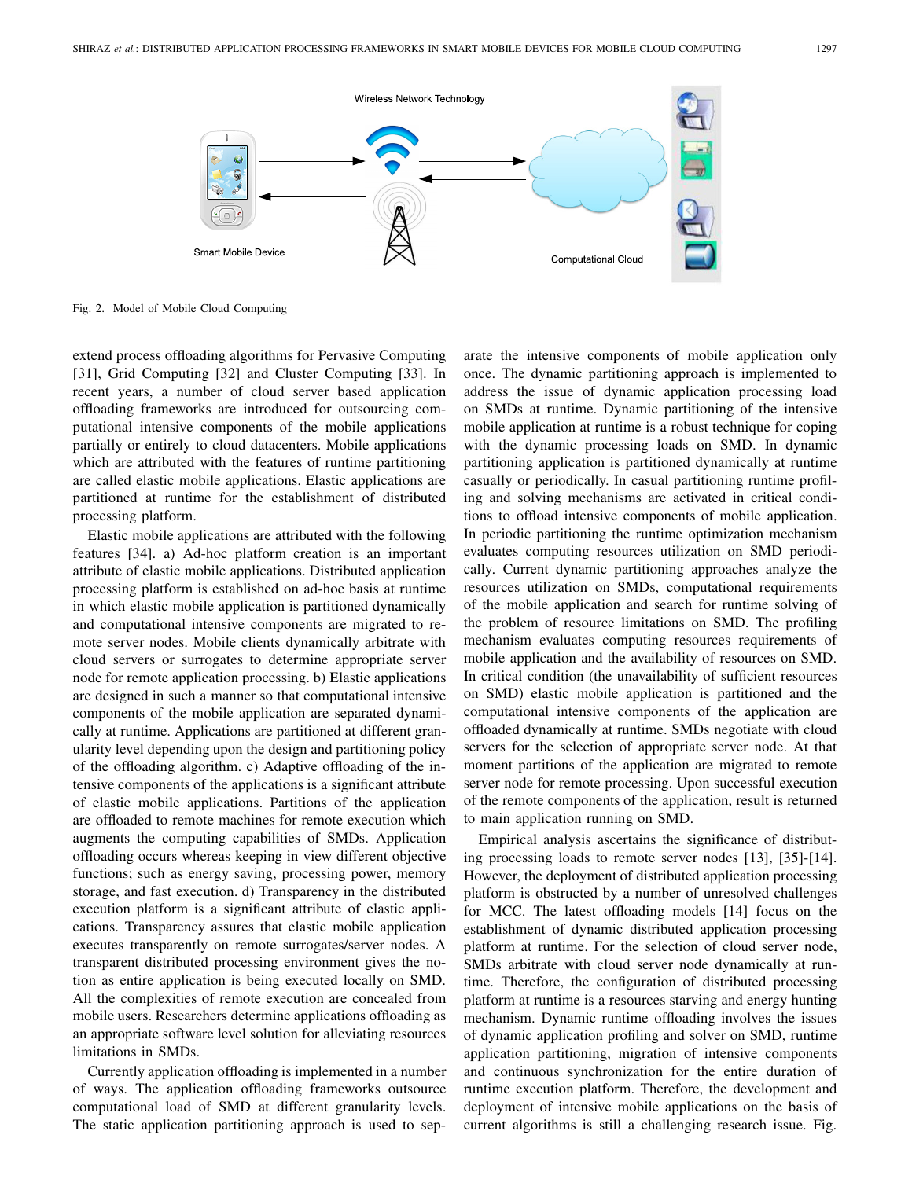Wireless Network Technology

Smart Mobile Device

Computational Cloud

Fig. 2. Model of Mobile Cloud Computing

extend process offloading algorithms for Pervasive Computing [31], Grid Computing [32] and Cluster Computing [33]. In recent years, a number of cloud server based application offloading frameworks are introduced for outsourcing computational intensive components of the mobile applications partially or entirely to cloud datacenters. Mobile applications which are attributed with the features of runtime partitioning are called elastic mobile applications. Elastic applications are partitioned at runtime for the establishment of distributed processing platform.

Elastic mobile applications are attributed with the following features [34]. a) Ad-hoc platform creation is an important attribute of elastic mobile applications. Distributed application processing platform is established on ad-hoc basis at runtime in which elastic mobile application is partitioned dynamically and computational intensive components are migrated to remote server nodes. Mobile clients dynamically arbitrate with cloud servers or surrogates to determine appropriate server node for remote application processing. b) Elastic applications are designed in such a manner so that computational intensive components of the mobile application are separated dynamically at runtime. Applications are partitioned at different granularity level depending upon the design and partitioning policy of the offloading algorithm. c) Adaptive offloading of the intensive components of the applications is a significant attribute of elastic mobile applications. Partitions of the application are offloaded to remote machines for remote execution which augments the computing capabilities of SMDs. Application offloading occurs whereas keeping in view different objective functions; such as energy saving, processing power, memory storage, and fast execution. d) Transparency in the distributed execution platform is a significant attribute of elastic applications. Transparency assures that elastic mobile application executes transparently on remote surrogates/server nodes. A transparent distributed processing environment gives the notion as entire application is being executed locally on SMD. All the complexities of remote execution are concealed from mobile users. Researchers determine applications offloading as an appropriate software level solution for alleviating resources limitations in SMDs.

Currently application offloading is implemented in a number of ways. The application offloading frameworks outsource computational load of SMD at different granularity levels. The static application partitioning approach is used to separate the intensive components of mobile application only once. The dynamic partitioning approach is implemented to address the issue of dynamic application processing load on SMDs at runtime. Dynamic partitioning of the intensive mobile application at runtime is a robust technique for coping with the dynamic processing loads on SMD. In dynamic partitioning application is partitioned dynamically at runtime casually or periodically. In casual partitioning runtime profiling and solving mechanisms are activated in critical conditions to offload intensive components of mobile application. In periodic partitioning the runtime optimization mechanism evaluates computing resources utilization on SMD periodically. Current dynamic partitioning approaches analyze the resources utilization on SMDs, computational requirements of the mobile application and search for runtime solving of the problem of resource limitations on SMD. The profiling mechanism evaluates computing resources requirements of mobile application and the availability of resources on SMD. In critical condition (the unavailability of sufficient resources on SMD) elastic mobile application is partitioned and the computational intensive components of the application are offloaded dynamically at runtime. SMDs negotiate with cloud servers for the selection of appropriate server node. At that moment partitions of the application are migrated to remote server node for remote processing. Upon successful execution of the remote components of the application, result is returned to main application running on SMD.

Empirical analysis ascertains the significance of distributing processing loads to remote server nodes [13], [35]-[14]. However, the deployment of distributed application processing platform is obstructed by a number of unresolved challenges for MCC. The latest offloading models [14] focus on the establishment of dynamic distributed application processing platform at runtime. For the selection of cloud server node, SMDs arbitrate with cloud server node dynamically at runtime. Therefore, the configuration of distributed processing platform at runtime is a resources starving and energy hunting mechanism. Dynamic runtime offloading involves the issues of dynamic application profiling and solver on SMD, runtime application partitioning, migration of intensive components and continuous synchronization for the entire duration of runtime execution platform. Therefore, the development and deployment of intensive mobile applications on the basis of current algorithms is still a challenging research issue. Fig.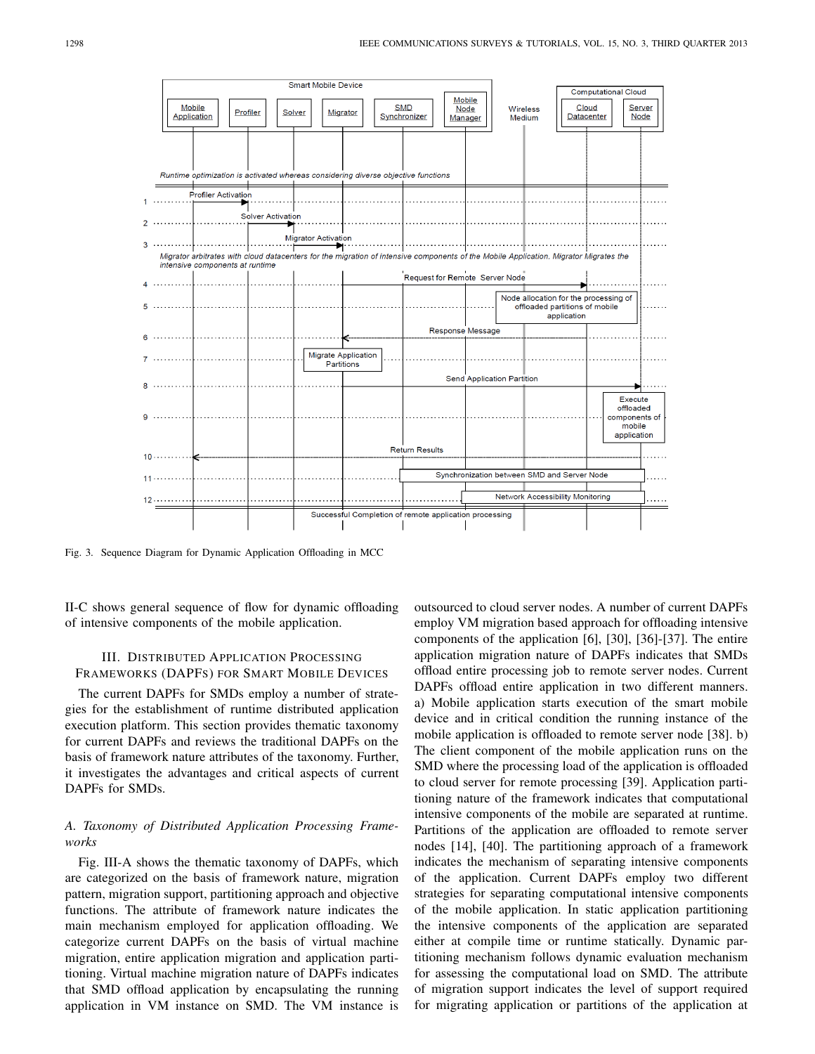Fig. 3. Sequence Diagram for Dynamic Application Offloading in MCC

II-C shows general sequence of flow for dynamic offloading of intensive components of the mobile application.

## III. Distributed Application Processing Frameworks (DAPFs) for Smart Mobile Devices

The current DAPFs for SMDs employ a number of strategies for the establishment of runtime distributed application execution platform. This section provides thematic taxonomy for current DAPFs and reviews the traditional DAPFs on the basis of framework nature attributes of the taxonomy. Further, it investigates the advantages and critical aspects of current DAPFs for SMDs.

### *A. Taxonomy of Distributed Application Processing Frameworks*

Fig. III-A shows the thematic taxonomy of DAPFs, which are categorized on the basis of framework nature, migration pattern, migration support, partitioning approach and objective functions. The attribute of framework nature indicates the main mechanism employed for application offloading. We categorize current DAPFs on the basis of virtual machine migration, entire application migration and application partitioning. Virtual machine migration nature of DAPFs indicates that SMD offload application by encapsulating the running application in VM instance on SMD. The VM instance is outsourced to cloud server nodes. A number of current DAPFs employ VM migration based approach for offloading intensive components of the application [6], [30], [36]-[37]. The entire application migration nature of DAPFs indicates that SMDs offload entire processing job to remote server nodes. Current DAPFs offload entire application in two different manners. a) Mobile application starts execution of the smart mobile device and in critical condition the running instance of the mobile application is offloaded to remote server node [38]. b) The client component of the mobile application runs on the SMD where the processing load of the application is offloaded to cloud server for remote processing [39]. Application partitioning nature of the framework indicates that computational intensive components of the mobile are separated at runtime. Partitions of the application are offloaded to remote server nodes [14], [40]. The partitioning approach of a framework indicates the mechanism of separating intensive components of the application. Current DAPFs employ two different strategies for separating computational intensive components of the mobile application. In static application partitioning the intensive components of the application are separated either at compile time or runtime statically. Dynamic partitioning mechanism follows dynamic evaluation mechanism for assessing the computational load on SMD. The attribute of migration support indicates the level of support required for migrating application or partitions of the application at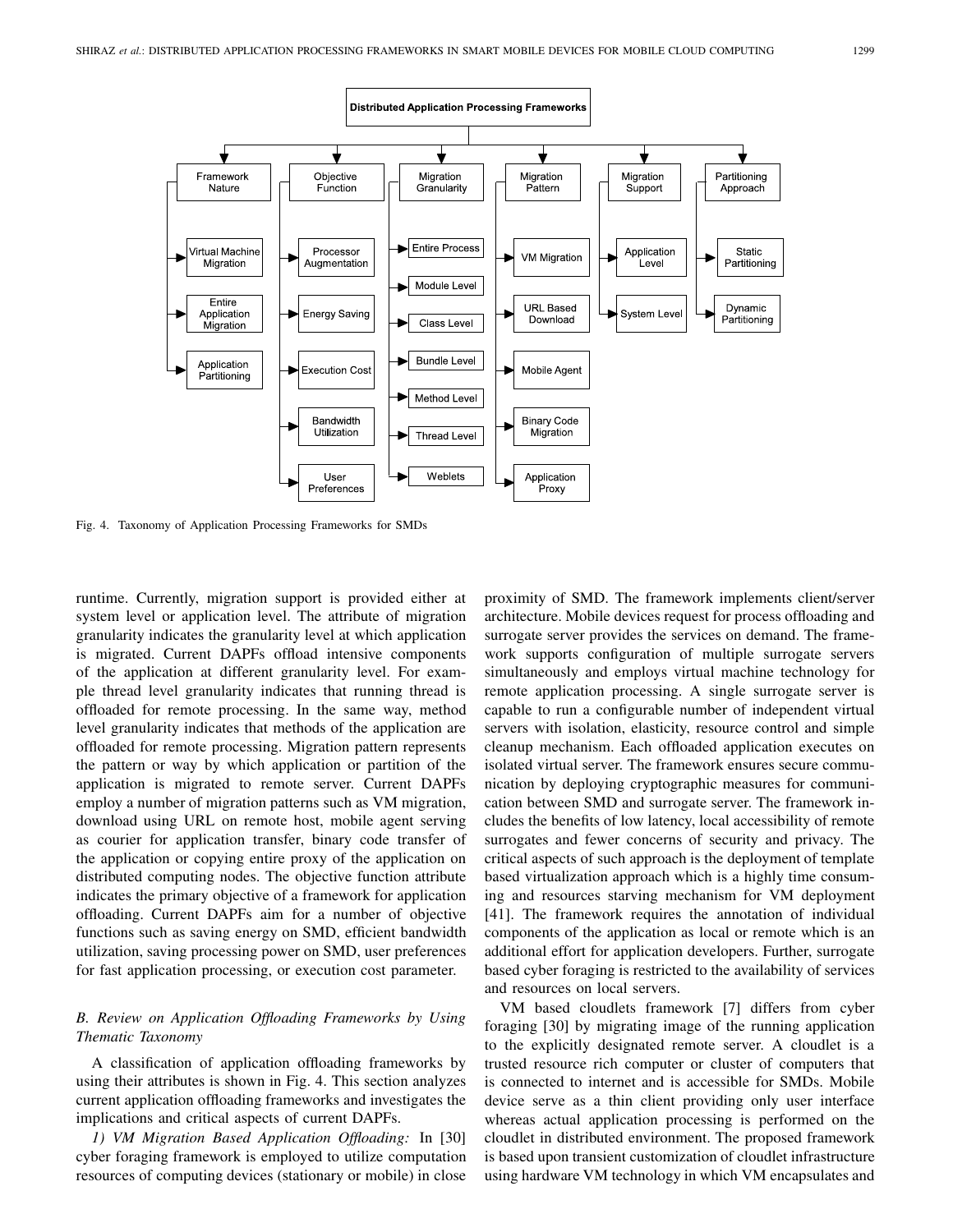Distributed Application Processing Frameworks

Framework Nature
Virtual Machine Migration
Entire Application Migration
Application Partitioning

Objective Function
Processor Augmentation
Energy Saving
Execution Cost
Bandwidth Utilization
User Preferences

Migration Granularity
Entire Process
Module Level
Class Level
Bundle Level
Method Level
Thread Level
Weblets

Migration Pattern
VM Migration
URL Based Download
Mobile Agent
Binary Code Migration
Application Proxy

Migration Support
Application Level
System Level

Partitioning Approach
Static Partitioning
Dynamic Partitioning

Fig. 4. Taxonomy of Application Processing Frameworks for SMDs

runtime. Currently, migration support is provided either at system level or application level. The attribute of migration granularity indicates the granularity level at which application is migrated. Current DAPFs offload intensive components of the application at different granularity level. For example thread level granularity indicates that running thread is offloaded for remote processing. In the same way, method level granularity indicates that methods of the application are offloaded for remote processing. Migration pattern represents the pattern or way by which application or partition of the application is migrated to remote server. Current DAPFs employ a number of migration patterns such as VM migration, download using URL on remote host, mobile agent serving as courier for application transfer, binary code transfer of the application or copying entire proxy of the application on distributed computing nodes. The objective function attribute indicates the primary objective of a framework for application offloading. Current DAPFs aim for a number of objective functions such as saving energy on SMD, efficient bandwidth utilization, saving processing power on SMD, user preferences for fast application processing, or execution cost parameter.

### *B. Review on Application Offloading Frameworks by Using Thematic Taxonomy*

A classification of application offloading frameworks by using their attributes is shown in Fig. 4. This section analyzes current application offloading frameworks and investigates the implications and critical aspects of current DAPFs.

*1) VM Migration Based Application Offloading:* In [30] cyber foraging framework is employed to utilize computation resources of computing devices (stationary or mobile) in close proximity of SMD. The framework implements client/server architecture. Mobile devices request for process offloading and surrogate server provides the services on demand. The framework supports configuration of multiple surrogate servers simultaneously and employs virtual machine technology for remote application processing. A single surrogate server is capable to run a configurable number of independent virtual servers with isolation, elasticity, resource control and simple cleanup mechanism. Each offloaded application executes on isolated virtual server. The framework ensures secure communication by deploying cryptographic measures for communication between SMD and surrogate server. The framework includes the benefits of low latency, local accessibility of remote surrogates and fewer concerns of security and privacy. The critical aspects of such approach is the deployment of template based virtualization approach which is a highly time consuming and resources starving mechanism for VM deployment [41]. The framework requires the annotation of individual components of the application as local or remote which is an additional effort for application developers. Further, surrogate based cyber foraging is restricted to the availability of services and resources on local servers.

VM based cloudlets framework [7] differs from cyber foraging [30] by migrating image of the running application to the explicitly designated remote server. A cloudlet is a trusted resource rich computer or cluster of computers that is connected to internet and is accessible for SMDs. Mobile device serve as a thin client providing only user interface whereas actual application processing is performed on the cloudlet in distributed environment. The proposed framework is based upon transient customization of cloudlet infrastructure using hardware VM technology in which VM encapsulates and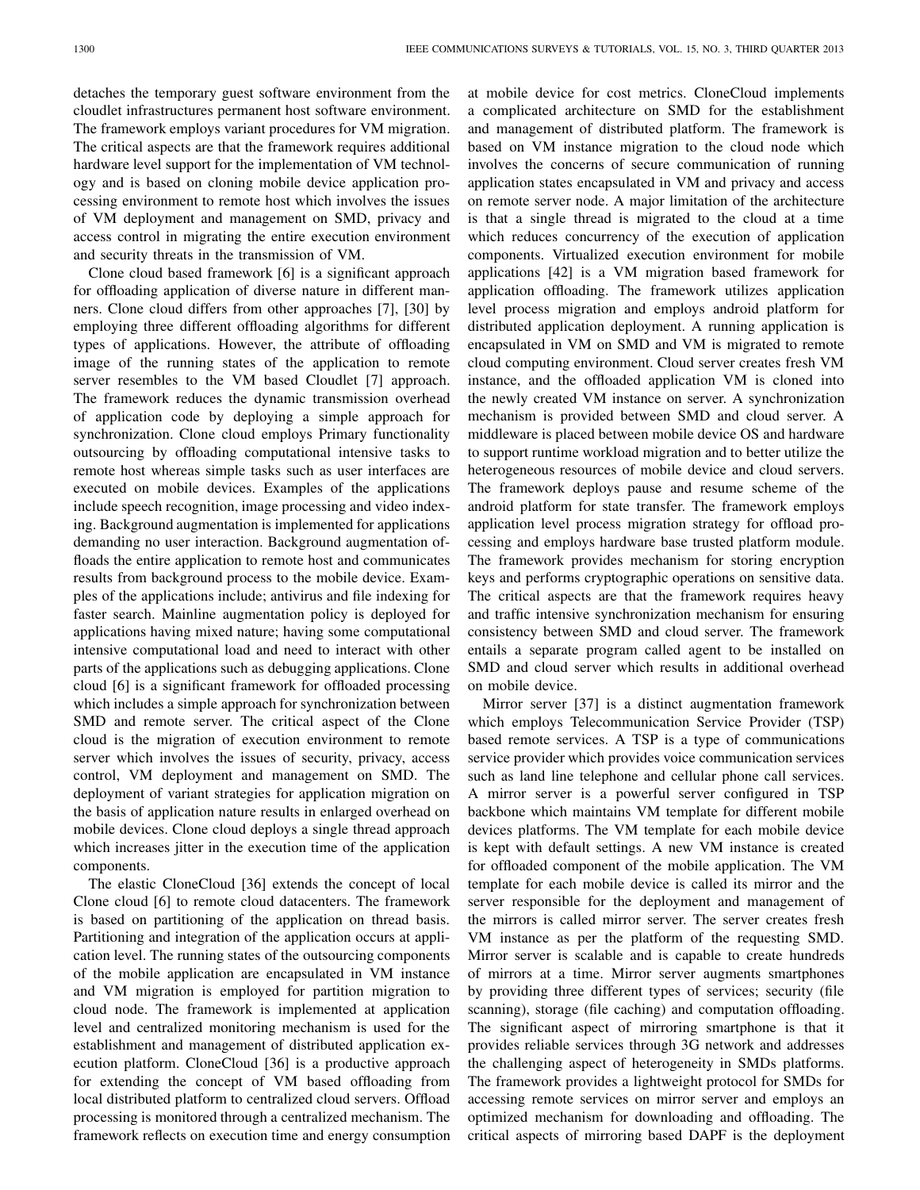detaches the temporary guest software environment from the cloudlet infrastructures permanent host software environment. The framework employs variant procedures for VM migration. The critical aspects are that the framework requires additional hardware level support for the implementation of VM technology and is based on cloning mobile device application processing environment to remote host which involves the issues of VM deployment and management on SMD, privacy and access control in migrating the entire execution environment and security threats in the transmission of VM.

Clone cloud based framework [6] is a significant approach for offloading application of diverse nature in different manners. Clone cloud differs from other approaches [7], [30] by employing three different offloading algorithms for different types of applications. However, the attribute of offloading image of the running states of the application to remote server resembles to the VM based Cloudlet [7] approach. The framework reduces the dynamic transmission overhead of application code by deploying a simple approach for synchronization. Clone cloud employs Primary functionality outsourcing by offloading computational intensive tasks to remote host whereas simple tasks such as user interfaces are executed on mobile devices. Examples of the applications include speech recognition, image processing and video indexing. Background augmentation is implemented for applications demanding no user interaction. Background augmentation offloads the entire application to remote host and communicates results from background process to the mobile device. Examples of the applications include; antivirus and file indexing for faster search. Mainline augmentation policy is deployed for applications having mixed nature; having some computational intensive computational load and need to interact with other parts of the applications such as debugging applications. Clone cloud [6] is a significant framework for offloaded processing which includes a simple approach for synchronization between SMD and remote server. The critical aspect of the Clone cloud is the migration of execution environment to remote server which involves the issues of security, privacy, access control, VM deployment and management on SMD. The deployment of variant strategies for application migration on the basis of application nature results in enlarged overhead on mobile devices. Clone cloud deploys a single thread approach which increases jitter in the execution time of the application components.

The elastic CloneCloud [36] extends the concept of local Clone cloud [6] to remote cloud datacenters. The framework is based on partitioning of the application on thread basis. Partitioning and integration of the application occurs at application level. The running states of the outsourcing components of the mobile application are encapsulated in VM instance and VM migration is employed for partition migration to cloud node. The framework is implemented at application level and centralized monitoring mechanism is used for the establishment and management of distributed application execution platform. CloneCloud [36] is a productive approach for extending the concept of VM based offloading from local distributed platform to centralized cloud servers. Offload processing is monitored through a centralized mechanism. The framework reflects on execution time and energy consumption at mobile device for cost metrics. CloneCloud implements a complicated architecture on SMD for the establishment and management of distributed platform. The framework is based on VM instance migration to the cloud node which involves the concerns of secure communication of running application states encapsulated in VM and privacy and access on remote server node. A major limitation of the architecture is that a single thread is migrated to the cloud at a time which reduces concurrency of the execution of application components. Virtualized execution environment for mobile applications [42] is a VM migration based framework for application offloading. The framework utilizes application level process migration and employs android platform for distributed application deployment. A running application is encapsulated in VM on SMD and VM is migrated to remote cloud computing environment. Cloud server creates fresh VM instance, and the offloaded application VM is cloned into the newly created VM instance on server. A synchronization mechanism is provided between SMD and cloud server. A middleware is placed between mobile device OS and hardware to support runtime workload migration and to better utilize the heterogeneous resources of mobile device and cloud servers. The framework deploys pause and resume scheme of the android platform for state transfer. The framework employs application level process migration strategy for offload processing and employs hardware base trusted platform module. The framework provides mechanism for storing encryption keys and performs cryptographic operations on sensitive data. The critical aspects are that the framework requires heavy and traffic intensive synchronization mechanism for ensuring consistency between SMD and cloud server. The framework entails a separate program called agent to be installed on SMD and cloud server which results in additional overhead on mobile device.

Mirror server [37] is a distinct augmentation framework which employs Telecommunication Service Provider (TSP) based remote services. A TSP is a type of communications service provider which provides voice communication services such as land line telephone and cellular phone call services. A mirror server is a powerful server configured in TSP backbone which maintains VM template for different mobile devices platforms. The VM template for each mobile device is kept with default settings. A new VM instance is created for offloaded component of the mobile application. The VM template for each mobile device is called its mirror and the server responsible for the deployment and management of the mirrors is called mirror server. The server creates fresh VM instance as per the platform of the requesting SMD. Mirror server is scalable and is capable to create hundreds of mirrors at a time. Mirror server augments smartphones by providing three different types of services; security (file scanning), storage (file caching) and computation offloading. The significant aspect of mirroring smartphone is that it provides reliable services through 3G network and addresses the challenging aspect of heterogeneity in SMDs platforms. The framework provides a lightweight protocol for SMDs for accessing remote services on mirror server and employs an optimized mechanism for downloading and offloading. The critical aspects of mirroring based DAPF is the deployment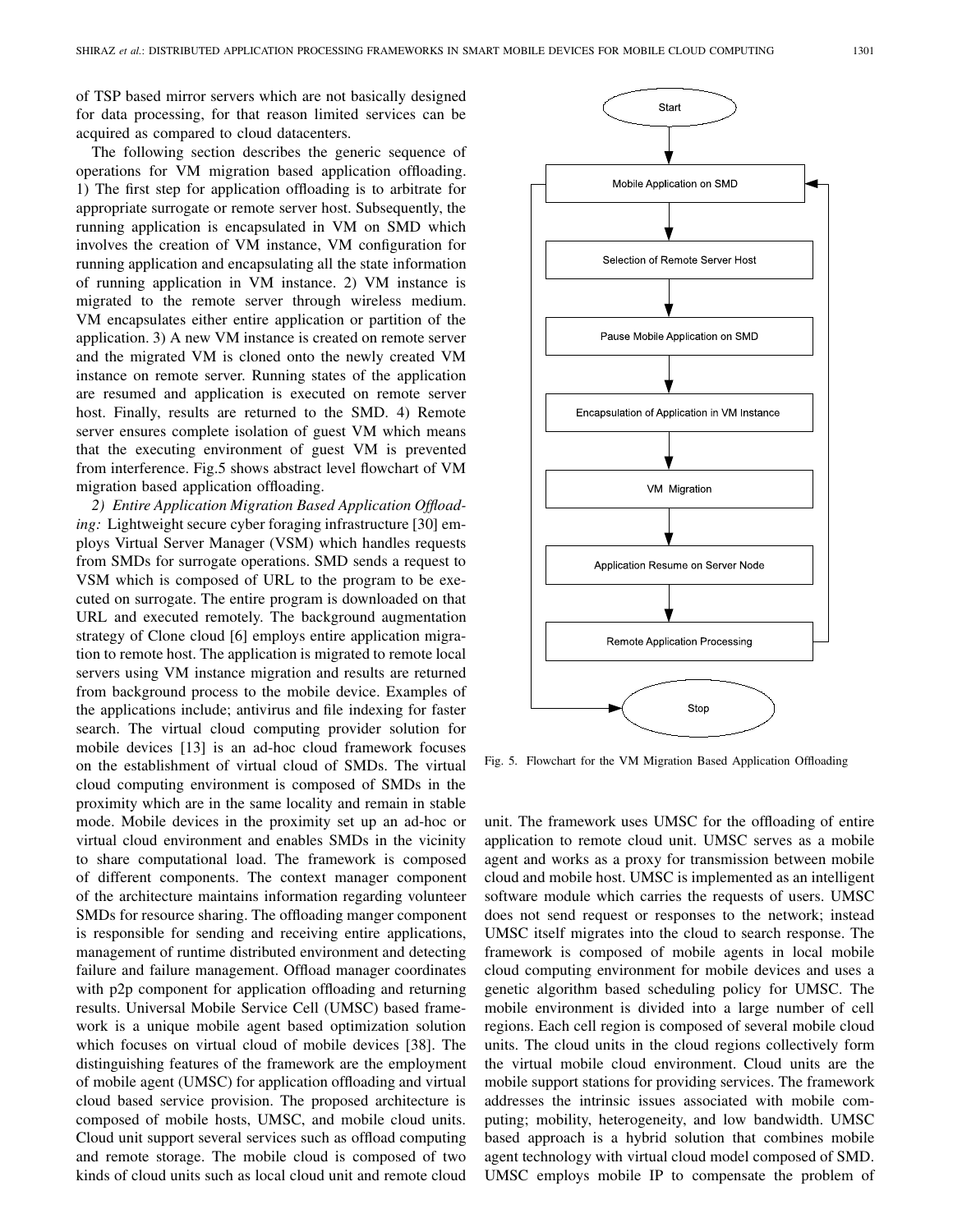of TSP based mirror servers which are not basically designed for data processing, for that reason limited services can be acquired as compared to cloud datacenters.

The following section describes the generic sequence of operations for VM migration based application offloading. 1) The first step for application offloading is to arbitrate for appropriate surrogate or remote server host. Subsequently, the running application is encapsulated in VM on SMD which involves the creation of VM instance, VM configuration for running application and encapsulating all the state information of running application in VM instance. 2) VM instance is migrated to the remote server through wireless medium. VM encapsulates either entire application or partition of the application. 3) A new VM instance is created on remote server and the migrated VM is cloned onto the newly created VM instance on remote server. Running states of the application are resumed and application is executed on remote server host. Finally, results are returned to the SMD. 4) Remote server ensures complete isolation of guest VM which means that the executing environment of guest VM is prevented from interference. Fig.5 shows abstract level flowchart of VM migration based application offloading.

*2) Entire Application Migration Based Application Offloading:* Lightweight secure cyber foraging infrastructure [30] employs Virtual Server Manager (VSM) which handles requests from SMDs for surrogate operations. SMD sends a request to VSM which is composed of URL to the program to be executed on surrogate. The entire program is downloaded on that URL and executed remotely. The background augmentation strategy of Clone cloud [6] employs entire application migration to remote host. The application is migrated to remote local servers using VM instance migration and results are returned from background process to the mobile device. Examples of the applications include; antivirus and file indexing for faster search. The virtual cloud computing provider solution for mobile devices [13] is an ad-hoc cloud framework focuses on the establishment of virtual cloud of SMDs. The virtual cloud computing environment is composed of SMDs in the proximity which are in the same locality and remain in stable mode. Mobile devices in the proximity set up an ad-hoc or virtual cloud environment and enables SMDs in the vicinity to share computational load. The framework is composed of different components. The context manager component of the architecture maintains information regarding volunteer SMDs for resource sharing. The offloading manger component is responsible for sending and receiving entire applications, management of runtime distributed environment and detecting failure and failure management. Offload manager coordinates with p2p component for application offloading and returning results. Universal Mobile Service Cell (UMSC) based framework is a unique mobile agent based optimization solution which focuses on virtual cloud of mobile devices [38]. The distinguishing features of the framework are the employment of mobile agent (UMSC) for application offloading and virtual cloud based service provision. The proposed architecture is composed of mobile hosts, UMSC, and mobile cloud units. Cloud unit support several services such as offload computing and remote storage. The mobile cloud is composed of two kinds of cloud units such as local cloud unit and remote cloud unit. The framework uses UMSC for the offloading of entire application to remote cloud unit. UMSC serves as a mobile agent and works as a proxy for transmission between mobile cloud and mobile host. UMSC is implemented as an intelligent software module which carries the requests of users. UMSC does not send request or responses to the network; instead UMSC itself migrates into the cloud to search response. The framework is composed of mobile agents in local mobile cloud computing environment for mobile devices and uses a genetic algorithm based scheduling policy for UMSC. The mobile environment is divided into a large number of cell regions. Each cell region is composed of several mobile cloud units. The cloud units in the cloud regions collectively form the virtual mobile cloud environment. Cloud units are the mobile support stations for providing services. The framework addresses the intrinsic issues associated with mobile computing; mobility, heterogeneity, and low bandwidth. UMSC based approach is a hybrid solution that combines mobile agent technology with virtual cloud model composed of SMD. UMSC employs mobile IP to compensate the problem of

Start

Mobile Application on SMD

Selection of Remote Server Host

Pause Mobile Application on SMD

Encapsulation of Application in VM Instance

VM Migration

Application Resume on Server Node

Remote Application Processing

Stop

Fig. 5. Flowchart for the VM Migration Based Application Offloading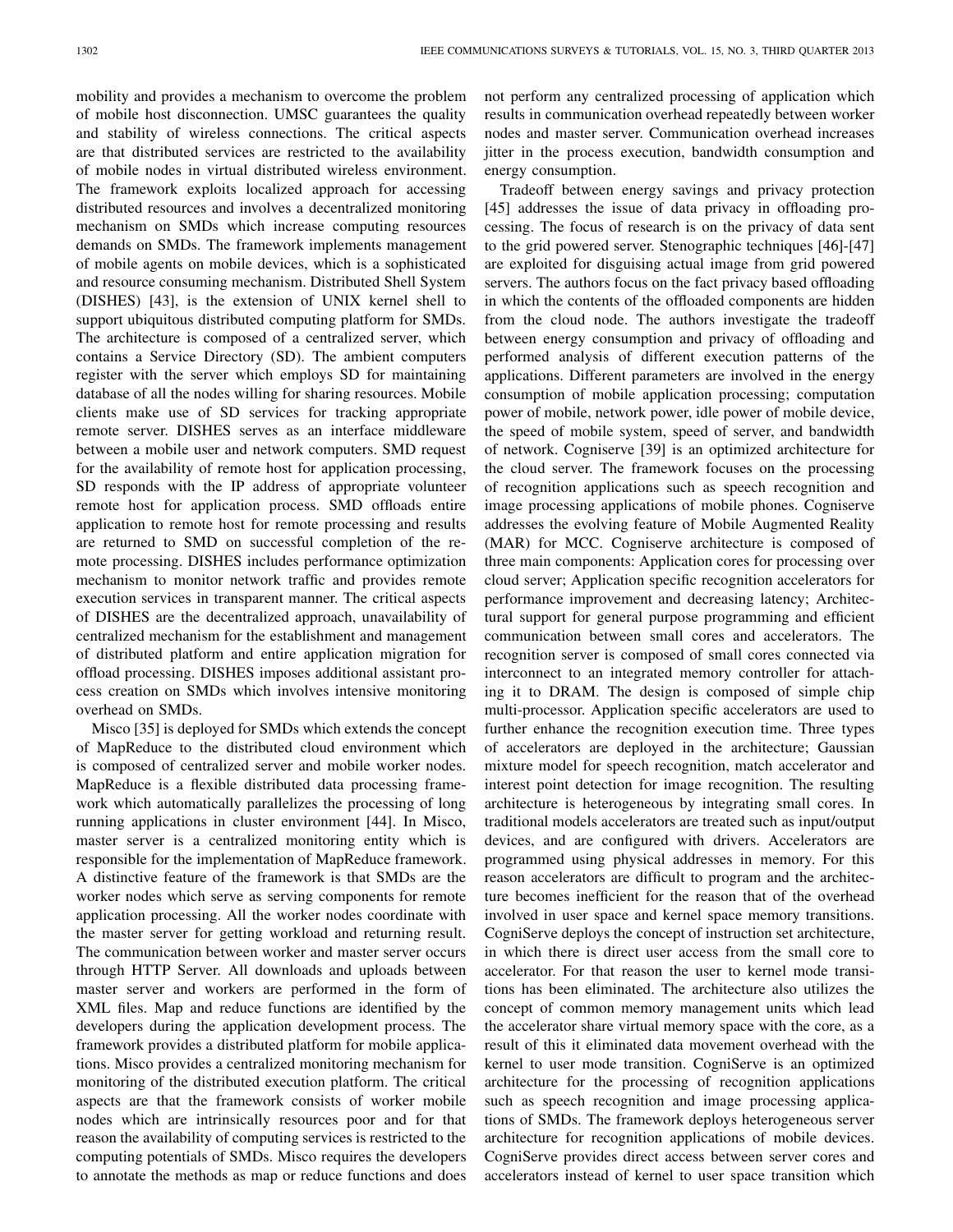mobility and provides a mechanism to overcome the problem of mobile host disconnection. UMSC guarantees the quality and stability of wireless connections. The critical aspects are that distributed services are restricted to the availability of mobile nodes in virtual distributed wireless environment. The framework exploits localized approach for accessing distributed resources and involves a decentralized monitoring mechanism on SMDs which increase computing resources demands on SMDs. The framework implements management of mobile agents on mobile devices, which is a sophisticated and resource consuming mechanism. Distributed Shell System (DISHES) [43], is the extension of UNIX kernel shell to support ubiquitous distributed computing platform for SMDs. The architecture is composed of a centralized server, which contains a Service Directory (SD). The ambient computers register with the server which employs SD for maintaining database of all the nodes willing for sharing resources. Mobile clients make use of SD services for tracking appropriate remote server. DISHES serves as an interface middleware between a mobile user and network computers. SMD request for the availability of remote host for application processing, SD responds with the IP address of appropriate volunteer remote host for application process. SMD offloads entire application to remote host for remote processing and results are returned to SMD on successful completion of the remote processing. DISHES includes performance optimization mechanism to monitor network traffic and provides remote execution services in transparent manner. The critical aspects of DISHES are the decentralized approach, unavailability of centralized mechanism for the establishment and management of distributed platform and entire application migration for offload processing. DISHES imposes additional assistant process creation on SMDs which involves intensive monitoring overhead on SMDs.

Misco [35] is deployed for SMDs which extends the concept of MapReduce to the distributed cloud environment which is composed of centralized server and mobile worker nodes. MapReduce is a flexible distributed data processing framework which automatically parallelizes the processing of long running applications in cluster environment [44]. In Misco, master server is a centralized monitoring entity which is responsible for the implementation of MapReduce framework. A distinctive feature of the framework is that SMDs are the worker nodes which serve as serving components for remote application processing. All the worker nodes coordinate with the master server for getting workload and returning result. The communication between worker and master server occurs through HTTP Server. All downloads and uploads between master server and workers are performed in the form of XML files. Map and reduce functions are identified by the developers during the application development process. The framework provides a distributed platform for mobile applications. Misco provides a centralized monitoring mechanism for monitoring of the distributed execution platform. The critical aspects are that the framework consists of worker mobile nodes which are intrinsically resources poor and for that reason the availability of computing services is restricted to the computing potentials of SMDs. Misco requires the developers to annotate the methods as map or reduce functions and does not perform any centralized processing of application which results in communication overhead repeatedly between worker nodes and master server. Communication overhead increases jitter in the process execution, bandwidth consumption and energy consumption.

Tradeoff between energy savings and privacy protection [45] addresses the issue of data privacy in offloading processing. The focus of research is on the privacy of data sent to the grid powered server. Stenographic techniques [46]-[47] are exploited for disguising actual image from grid powered servers. The authors focus on the fact privacy based offloading in which the contents of the offloaded components are hidden from the cloud node. The authors investigate the tradeoff between energy consumption and privacy of offloading and performed analysis of different execution patterns of the applications. Different parameters are involved in the energy consumption of mobile application processing; computation power of mobile, network power, idle power of mobile device, the speed of mobile system, speed of server, and bandwidth of network. Cogniserve [39] is an optimized architecture for the cloud server. The framework focuses on the processing of recognition applications such as speech recognition and image processing applications of mobile phones. Cogniserve addresses the evolving feature of Mobile Augmented Reality (MAR) for MCC. Cogniserve architecture is composed of three main components: Application cores for processing over cloud server; Application specific recognition accelerators for performance improvement and decreasing latency; Architectural support for general purpose programming and efficient communication between small cores and accelerators. The recognition server is composed of small cores connected via interconnect to an integrated memory controller for attaching it to DRAM. The design is composed of simple chip multi-processor. Application specific accelerators are used to further enhance the recognition execution time. Three types of accelerators are deployed in the architecture; Gaussian mixture model for speech recognition, match accelerator and interest point detection for image recognition. The resulting architecture is heterogeneous by integrating small cores. In traditional models accelerators are treated such as input/output devices, and are configured with drivers. Accelerators are programmed using physical addresses in memory. For this reason accelerators are difficult to program and the architecture becomes inefficient for the reason that of the overhead involved in user space and kernel space memory transitions. CogniServe deploys the concept of instruction set architecture, in which there is direct user access from the small core to accelerator. For that reason the user to kernel mode transitions has been eliminated. The architecture also utilizes the concept of common memory management units which lead the accelerator share virtual memory space with the core, as a result of this it eliminated data movement overhead with the kernel to user mode transition. CogniServe is an optimized architecture for the processing of recognition applications such as speech recognition and image processing applications of SMDs. The framework deploys heterogeneous server architecture for recognition applications of mobile devices. CogniServe provides direct access between server cores and accelerators instead of kernel to user space transition which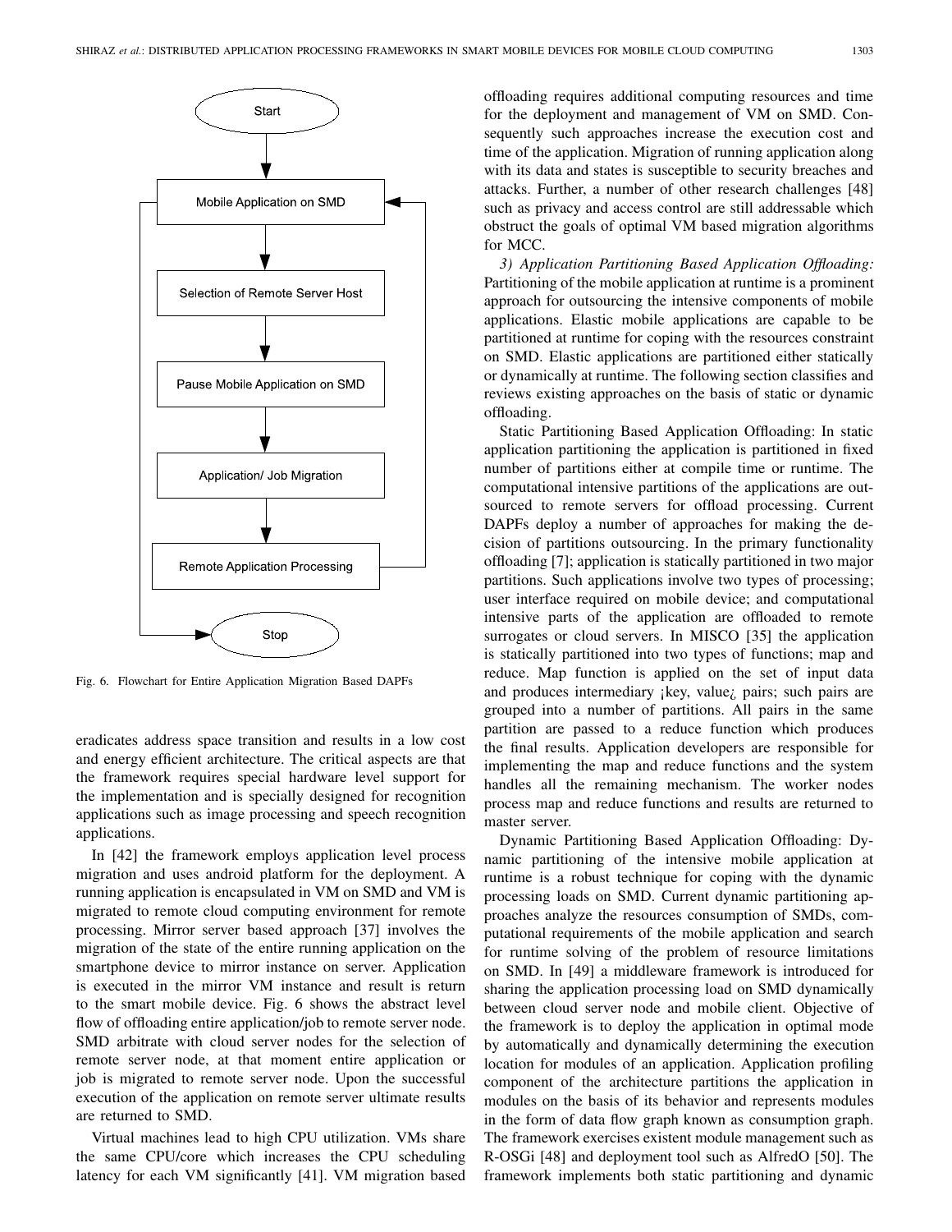Start

Mobile Application on SMD

Selection of Remote Server Host

Pause Mobile Application on SMD

Application/ Job Migration

Remote Application Processing

Stop

Fig. 6. Flowchart for Entire Application Migration Based DAPFs

eradicates address space transition and results in a low cost and energy efficient architecture. The critical aspects are that the framework requires special hardware level support for the implementation and is specially designed for recognition applications such as image processing and speech recognition applications.

In [42] the framework employs application level process migration and uses android platform for the deployment. A running application is encapsulated in VM on SMD and VM is migrated to remote cloud computing environment for remote processing. Mirror server based approach [37] involves the migration of the state of the entire running application on the smartphone device to mirror instance on server. Application is executed in the mirror VM instance and result is return to the smart mobile device. Fig. 6 shows the abstract level flow of offloading entire application/job to remote server node. SMD arbitrate with cloud server nodes for the selection of remote server node, at that moment entire application or job is migrated to remote server node. Upon the successful execution of the application on remote server ultimate results are returned to SMD.

Virtual machines lead to high CPU utilization. VMs share the same CPU/core which increases the CPU scheduling latency for each VM significantly [41]. VM migration based offloading requires additional computing resources and time for the deployment and management of VM on SMD. Consequently such approaches increase the execution cost and time of the application. Migration of running application along with its data and states is susceptible to security breaches and attacks. Further, a number of other research challenges [48] such as privacy and access control are still addressable which obstruct the goals of optimal VM based migration algorithms for MCC.

*3) Application Partitioning Based Application Offloading:* Partitioning of the mobile application at runtime is a prominent approach for outsourcing the intensive components of mobile applications. Elastic mobile applications are capable to be partitioned at runtime for coping with the resources constraint on SMD. Elastic applications are partitioned either statically or dynamically at runtime. The following section classifies and reviews existing approaches on the basis of static or dynamic offloading.

Static Partitioning Based Application Offloading: In static application partitioning the application is partitioned in fixed number of partitions either at compile time or runtime. The computational intensive partitions of the applications are outsourced to remote servers for offload processing. Current DAPFs deploy a number of approaches for making the decision of partitions outsourcing. In the primary functionality offloading [7]; application is statically partitioned in two major partitions. Such applications involve two types of processing; user interface required on mobile device; and computational intensive parts of the application are offloaded to remote surrogates or cloud servers. In MISCO [35] the application is statically partitioned into two types of functions; map and reduce. Map function is applied on the set of input data and produces intermediary ¡key, value¿ pairs; such pairs are grouped into a number of partitions. All pairs in the same partition are passed to a reduce function which produces the final results. Application developers are responsible for implementing the map and reduce functions and the system handles all the remaining mechanism. The worker nodes process map and reduce functions and results are returned to master server.

Dynamic Partitioning Based Application Offloading: Dynamic partitioning of the intensive mobile application at runtime is a robust technique for coping with the dynamic processing loads on SMD. Current dynamic partitioning approaches analyze the resources consumption of SMDs, computational requirements of the mobile application and search for runtime solving of the problem of resource limitations on SMD. In [49] a middleware framework is introduced for sharing the application processing load on SMD dynamically between cloud server node and mobile client. Objective of the framework is to deploy the application in optimal mode by automatically and dynamically determining the execution location for modules of an application. Application profiling component of the architecture partitions the application in modules on the basis of its behavior and represents modules in the form of data flow graph known as consumption graph. The framework exercises existent module management such as R-OSGi [48] and deployment tool such as AlfredO [50]. The framework implements both static partitioning and dynamic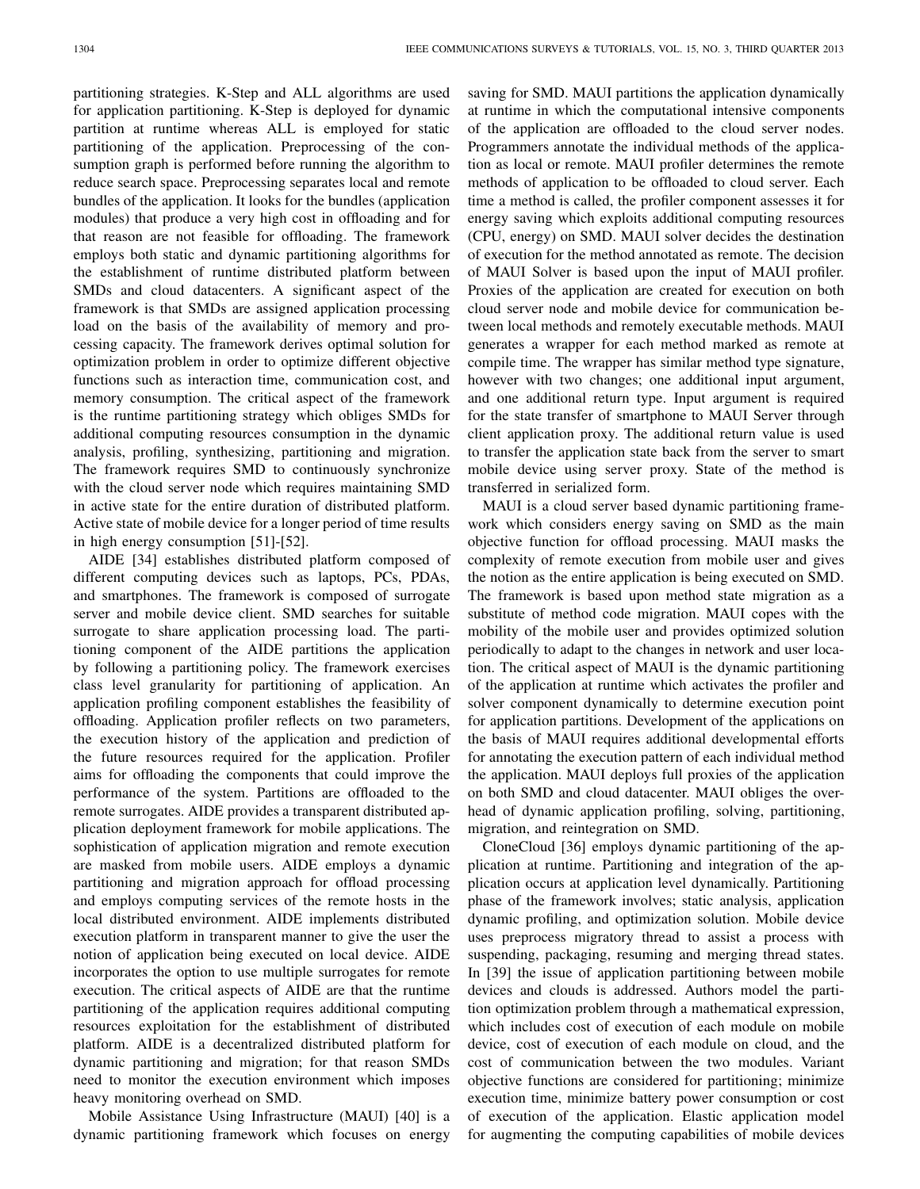partitioning strategies. K-Step and ALL algorithms are used for application partitioning. K-Step is deployed for dynamic partition at runtime whereas ALL is employed for static partitioning of the application. Preprocessing of the consumption graph is performed before running the algorithm to reduce search space. Preprocessing separates local and remote bundles of the application. It looks for the bundles (application modules) that produce a very high cost in offloading and for that reason are not feasible for offloading. The framework employs both static and dynamic partitioning algorithms for the establishment of runtime distributed platform between SMDs and cloud datacenters. A significant aspect of the framework is that SMDs are assigned application processing load on the basis of the availability of memory and processing capacity. The framework derives optimal solution for optimization problem in order to optimize different objective functions such as interaction time, communication cost, and memory consumption. The critical aspect of the framework is the runtime partitioning strategy which obliges SMDs for additional computing resources consumption in the dynamic analysis, profiling, synthesizing, partitioning and migration. The framework requires SMD to continuously synchronize with the cloud server node which requires maintaining SMD in active state for the entire duration of distributed platform. Active state of mobile device for a longer period of time results in high energy consumption [51]-[52].

AIDE [34] establishes distributed platform composed of different computing devices such as laptops, PCs, PDAs, and smartphones. The framework is composed of surrogate server and mobile device client. SMD searches for suitable surrogate to share application processing load. The partitioning component of the AIDE partitions the application by following a partitioning policy. The framework exercises class level granularity for partitioning of application. An application profiling component establishes the feasibility of offloading. Application profiler reflects on two parameters, the execution history of the application and prediction of the future resources required for the application. Profiler aims for offloading the components that could improve the performance of the system. Partitions are offloaded to the remote surrogates. AIDE provides a transparent distributed application deployment framework for mobile applications. The sophistication of application migration and remote execution are masked from mobile users. AIDE employs a dynamic partitioning and migration approach for offload processing and employs computing services of the remote hosts in the local distributed environment. AIDE implements distributed execution platform in transparent manner to give the user the notion of application being executed on local device. AIDE incorporates the option to use multiple surrogates for remote execution. The critical aspects of AIDE are that the runtime partitioning of the application requires additional computing resources exploitation for the establishment of distributed platform. AIDE is a decentralized distributed platform for dynamic partitioning and migration; for that reason SMDs need to monitor the execution environment which imposes heavy monitoring overhead on SMD.

Mobile Assistance Using Infrastructure (MAUI) [40] is a dynamic partitioning framework which focuses on energy saving for SMD. MAUI partitions the application dynamically at runtime in which the computational intensive components of the application are offloaded to the cloud server nodes. Programmers annotate the individual methods of the application as local or remote. MAUI profiler determines the remote methods of application to be offloaded to cloud server. Each time a method is called, the profiler component assesses it for energy saving which exploits additional computing resources (CPU, energy) on SMD. MAUI solver decides the destination of execution for the method annotated as remote. The decision of MAUI Solver is based upon the input of MAUI profiler. Proxies of the application are created for execution on both cloud server node and mobile device for communication between local methods and remotely executable methods. MAUI generates a wrapper for each method marked as remote at compile time. The wrapper has similar method type signature, however with two changes; one additional input argument, and one additional return type. Input argument is required for the state transfer of smartphone to MAUI Server through client application proxy. The additional return value is used to transfer the application state back from the server to smart mobile device using server proxy. State of the method is transferred in serialized form.

MAUI is a cloud server based dynamic partitioning framework which considers energy saving on SMD as the main objective function for offload processing. MAUI masks the complexity of remote execution from mobile user and gives the notion as the entire application is being executed on SMD. The framework is based upon method state migration as a substitute of method code migration. MAUI copes with the mobility of the mobile user and provides optimized solution periodically to adapt to the changes in network and user location. The critical aspect of MAUI is the dynamic partitioning of the application at runtime which activates the profiler and solver component dynamically to determine execution point for application partitions. Development of the applications on the basis of MAUI requires additional developmental efforts for annotating the execution pattern of each individual method the application. MAUI deploys full proxies of the application on both SMD and cloud datacenter. MAUI obliges the overhead of dynamic application profiling, solving, partitioning, migration, and reintegration on SMD.

CloneCloud [36] employs dynamic partitioning of the application at runtime. Partitioning and integration of the application occurs at application level dynamically. Partitioning phase of the framework involves; static analysis, application dynamic profiling, and optimization solution. Mobile device uses preprocess migratory thread to assist a process with suspending, packaging, resuming and merging thread states. In [39] the issue of application partitioning between mobile devices and clouds is addressed. Authors model the partition optimization problem through a mathematical expression, which includes cost of execution of each module on mobile device, cost of execution of each module on cloud, and the cost of communication between the two modules. Variant objective functions are considered for partitioning; minimize execution time, minimize battery power consumption or cost of execution of the application. Elastic application model for augmenting the computing capabilities of mobile devices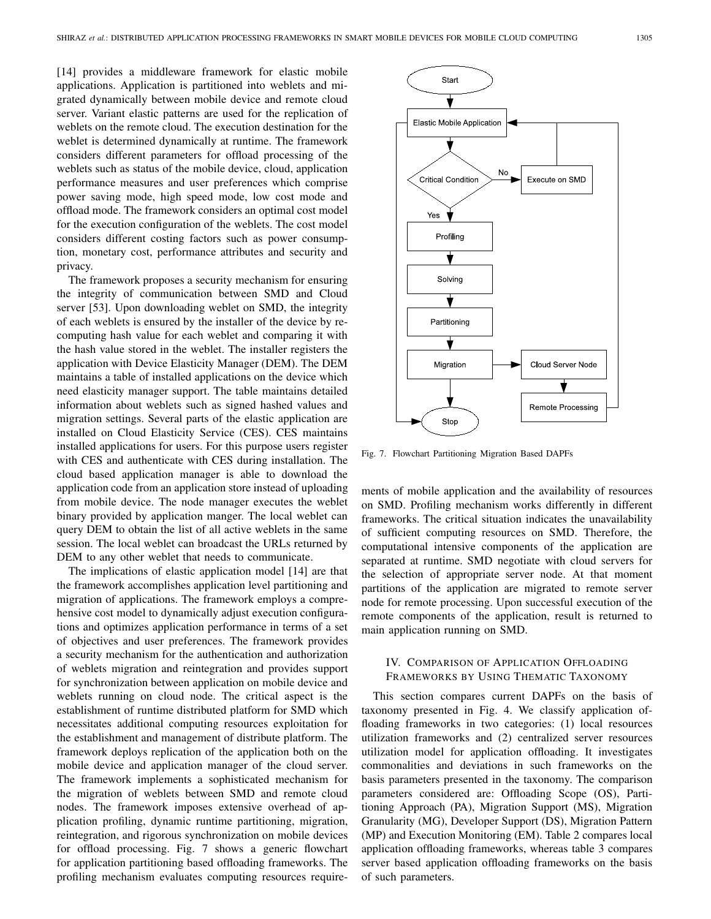[14] provides a middleware framework for elastic mobile applications. Application is partitioned into weblets and migrated dynamically between mobile device and remote cloud server. Variant elastic patterns are used for the replication of weblets on the remote cloud. The execution destination for the weblet is determined dynamically at runtime. The framework considers different parameters for offload processing of the weblets such as status of the mobile device, cloud, application performance measures and user preferences which comprise power saving mode, high speed mode, low cost mode and offload mode. The framework considers an optimal cost model for the execution configuration of the weblets. The cost model considers different costing factors such as power consumption, monetary cost, performance attributes and security and privacy.

The framework proposes a security mechanism for ensuring the integrity of communication between SMD and Cloud server [53]. Upon downloading weblet on SMD, the integrity of each weblets is ensured by the installer of the device by recomputing hash value for each weblet and comparing it with the hash value stored in the weblet. The installer registers the application with Device Elasticity Manager (DEM). The DEM maintains a table of installed applications on the device which need elasticity manager support. The table maintains detailed information about weblets such as signed hashed values and migration settings. Several parts of the elastic application are installed on Cloud Elasticity Service (CES). CES maintains installed applications for users. For this purpose users register with CES and authenticate with CES during installation. The cloud based application manager is able to download the application code from an application store instead of uploading from mobile device. The node manager executes the weblet binary provided by application manger. The local weblet can query DEM to obtain the list of all active weblets in the same session. The local weblet can broadcast the URLs returned by DEM to any other weblet that needs to communicate.

The implications of elastic application model [14] are that the framework accomplishes application level partitioning and migration of applications. The framework employs a comprehensive cost model to dynamically adjust execution configurations and optimizes application performance in terms of a set of objectives and user preferences. The framework provides a security mechanism for the authentication and authorization of weblets migration and reintegration and provides support for synchronization between application on mobile device and weblets running on cloud node. The critical aspect is the establishment of runtime distributed platform for SMD which necessitates additional computing resources exploitation for the establishment and management of distribute platform. The framework deploys replication of the application both on the mobile device and application manager of the cloud server. The framework implements a sophisticated mechanism for the migration of weblets between SMD and remote cloud nodes. The framework imposes extensive overhead of application profiling, dynamic runtime partitioning, migration, reintegration, and rigorous synchronization on mobile devices for offload processing. Fig. 7 shows a generic flowchart for application partitioning based offloading frameworks. The profiling mechanism evaluates computing resources requirements of mobile application and the availability of resources on SMD. Profiling mechanism works differently in different frameworks. The critical situation indicates the unavailability of sufficient computing resources on SMD. Therefore, the computational intensive components of the application are separated at runtime. SMD negotiate with cloud servers for the selection of appropriate server node. At that moment partitions of the application are migrated to remote server node for remote processing. Upon successful execution of the remote components of the application, result is returned to main application running on SMD.

Start
Elastic Mobile Application
Critical Condition
No
Execute on SMD
Yes
Profiling
Solving
Partitioning
Migration
Cloud Server Node
Remote Processing
Stop

Fig. 7. Flowchart Partitioning Migration Based DAPFs

## IV. Comparison of Application Offloading Frameworks by Using Thematic Taxonomy

This section compares current DAPFs on the basis of taxonomy presented in Fig. 4. We classify application offloading frameworks in two categories: (1) local resources utilization frameworks and (2) centralized server resources utilization model for application offloading. It investigates commonalities and deviations in such frameworks on the basis parameters presented in the taxonomy. The comparison parameters considered are: Offloading Scope (OS), Partitioning Approach (PA), Migration Support (MS), Migration Granularity (MG), Developer Support (DS), Migration Pattern (MP) and Execution Monitoring (EM). Table 2 compares local application offloading frameworks, whereas table 3 compares server based application offloading frameworks on the basis of such parameters.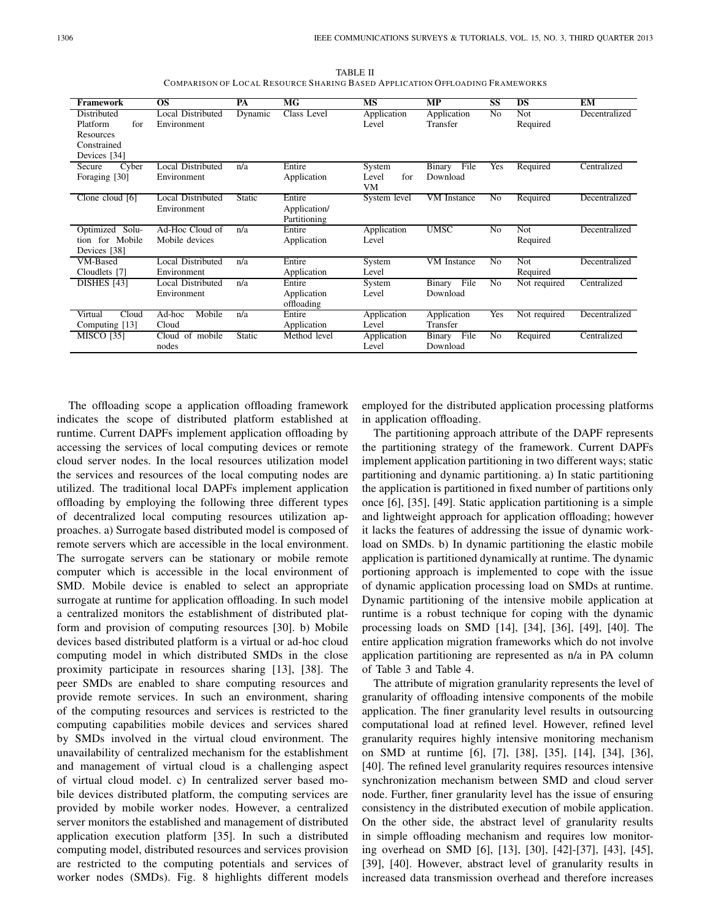TABLE II
COMPARISON OF LOCAL RESOURCE SHARING BASED APPLICATION OFFLOADING FRAMEWORKS

| Framework | OS | PA | MG | MS | MP | SS | DS | EM |
|---|---|---|---|---|---|---|---|---|
| Distributed Platform for Resources Constrained Devices [34] | Local Distributed Environment | Dynamic | Class Level | Application Level | Application Transfer | No | Not Required | Decentralized |
| Secure Cyber Foraging [30] | Local Distributed Environment | n/a | Entire Application | System Level for VM | Binary File Download | Yes | Required | Centralized |
| Clone cloud [6] | Local Distributed Environment | Static | Entire Application/ Partitioning | System level | VM Instance | No | Required | Decentralized |
| Optimized Solution for Mobile Devices [38] | Ad-Hoc Cloud of Mobile devices | n/a | Entire Application | Application Level | UMSC | No | Not Required | Decentralized |
| VM-Based Cloudlets [7] | Local Distributed Environment | n/a | Entire Application | System Level | VM Instance | No | Not Required | Decentralized |
| DISHES [43] | Local Distributed Environment | n/a | Entire Application offloading | System Level | Binary File Download | No | Not required | Centralized |
| Virtual Cloud Computing [13] | Ad-hoc Mobile Cloud | n/a | Entire Application | Application Level | Application Transfer | Yes | Not required | Decentralized |
| MISCO [35] | Cloud of mobile nodes | Static | Method level | Application Level | Binary File Download | No | Required | Centralized |

The offloading scope a application offloading framework indicates the scope of distributed platform established at runtime. Current DAPFs implement application offloading by accessing the services of local computing devices or remote cloud server nodes. In the local resources utilization model the services and resources of the local computing nodes are utilized. The traditional local DAPFs implement application offloading by employing the following three different types of decentralized local computing resources utilization approaches. a) Surrogate based distributed model is composed of remote servers which are accessible in the local environment. The surrogate servers can be stationary or mobile remote computer which is accessible in the local environment of SMD. Mobile device is enabled to select an appropriate surrogate at runtime for application offloading. In such model a centralized monitors the establishment of distributed platform and provision of computing resources [30]. b) Mobile devices based distributed platform is a virtual or ad-hoc cloud computing model in which distributed SMDs in the close proximity participate in resources sharing [13], [38]. The peer SMDs are enabled to share computing resources and provide remote services. In such an environment, sharing of the computing resources and services is restricted to the computing capabilities mobile devices and services shared by SMDs involved in the virtual cloud environment. The unavailability of centralized mechanism for the establishment and management of virtual cloud is a challenging aspect of virtual cloud model. c) In centralized server based mobile devices distributed platform, the computing services are provided by mobile worker nodes. However, a centralized server monitors the established and management of distributed application execution platform [35]. In such a distributed computing model, distributed resources and services provision are restricted to the computing potentials and services of worker nodes (SMDs). Fig. 8 highlights different models employed for the distributed application processing platforms in application offloading.

The partitioning approach attribute of the DAPF represents the partitioning strategy of the framework. Current DAPFs implement application partitioning in two different ways; static partitioning and dynamic partitioning. a) In static partitioning the application is partitioned in fixed number of partitions only once [6], [35], [49]. Static application partitioning is a simple and lightweight approach for application offloading; however it lacks the features of addressing the issue of dynamic workload on SMDs. b) In dynamic partitioning the elastic mobile application is partitioned dynamically at runtime. The dynamic portioning approach is implemented to cope with the issue of dynamic application processing load on SMDs at runtime. Dynamic partitioning of the intensive mobile application at runtime is a robust technique for coping with the dynamic processing loads on SMD [14], [34], [36], [49], [40]. The entire application migration frameworks which do not involve application partitioning are represented as n/a in PA column of Table 3 and Table 4.

The attribute of migration granularity represents the level of granularity of offloading intensive components of the mobile application. The finer granularity level results in outsourcing computational load at refined level. However, refined level granularity requires highly intensive monitoring mechanism on SMD at runtime [6], [7], [38], [35], [14], [34], [36], [40]. The refined level granularity requires resources intensive synchronization mechanism between SMD and cloud server node. Further, finer granularity level has the issue of ensuring consistency in the distributed execution of mobile application. On the other side, the abstract level of granularity results in simple offloading mechanism and requires low monitoring overhead on SMD [6], [13], [30], [42]-[37], [43], [45], [39], [40]. However, abstract level of granularity results in increased data transmission overhead and therefore increases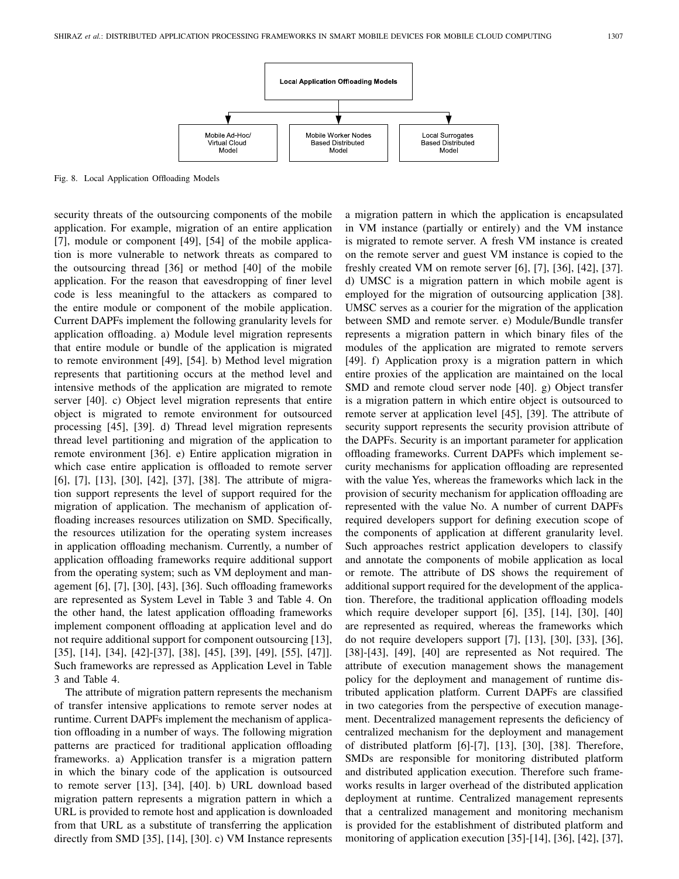Local Application Offloading Models

Mobile Ad-Hoc/ Virtual Cloud Model

Mobile Worker Nodes Based Distributed Model

Local Surrogates Based Distributed Model

Fig. 8. Local Application Offloading Models

security threats of the outsourcing components of the mobile application. For example, migration of an entire application [7], module or component [49], [54] of the mobile application is more vulnerable to network threats as compared to the outsourcing thread [36] or method [40] of the mobile application. For the reason that eavesdropping of finer level code is less meaningful to the attackers as compared to the entire module or component of the mobile application. Current DAPFs implement the following granularity levels for application offloading. a) Module level migration represents that entire module or bundle of the application is migrated to remote environment [49], [54]. b) Method level migration represents that partitioning occurs at the method level and intensive methods of the application are migrated to remote server [40]. c) Object level migration represents that entire object is migrated to remote environment for outsourced processing [45], [39]. d) Thread level migration represents thread level partitioning and migration of the application to remote environment [36]. e) Entire application migration in which case entire application is offloaded to remote server [6], [7], [13], [30], [42], [37], [38]. The attribute of migration support represents the level of support required for the migration of application. The mechanism of application offloading increases resources utilization on SMD. Specifically, the resources utilization for the operating system increases in application offloading mechanism. Currently, a number of application offloading frameworks require additional support from the operating system; such as VM deployment and management [6], [7], [30], [43], [36]. Such offloading frameworks are represented as System Level in Table 3 and Table 4. On the other hand, the latest application offloading frameworks implement component offloading at application level and do not require additional support for component outsourcing [13], [35], [14], [34], [42]-[37], [38], [45], [39], [49], [55], [47]]. Such frameworks are repressed as Application Level in Table 3 and Table 4.

The attribute of migration pattern represents the mechanism of transfer intensive applications to remote server nodes at runtime. Current DAPFs implement the mechanism of application offloading in a number of ways. The following migration patterns are practiced for traditional application offloading frameworks. a) Application transfer is a migration pattern in which the binary code of the application is outsourced to remote server [13], [34], [40]. b) URL download based migration pattern represents a migration pattern in which a URL is provided to remote host and application is downloaded from that URL as a substitute of transferring the application directly from SMD [35], [14], [30]. c) VM Instance represents a migration pattern in which the application is encapsulated in VM instance (partially or entirely) and the VM instance is migrated to remote server. A fresh VM instance is created on the remote server and guest VM instance is copied to the freshly created VM on remote server [6], [7], [36], [42], [37]. d) UMSC is a migration pattern in which mobile agent is employed for the migration of outsourcing application [38]. UMSC serves as a courier for the migration of the application between SMD and remote server. e) Module/Bundle transfer represents a migration pattern in which binary files of the modules of the application are migrated to remote servers [49]. f) Application proxy is a migration pattern in which entire proxies of the application are maintained on the local SMD and remote cloud server node [40]. g) Object transfer is a migration pattern in which entire object is outsourced to remote server at application level [45], [39]. The attribute of security support represents the security provision attribute of the DAPFs. Security is an important parameter for application offloading frameworks. Current DAPFs which implement security mechanisms for application offloading are represented with the value Yes, whereas the frameworks which lack in the provision of security mechanism for application offloading are represented with the value No. A number of current DAPFs required developers support for defining execution scope of the components of application at different granularity level. Such approaches restrict application developers to classify and annotate the components of mobile application as local or remote. The attribute of DS shows the requirement of additional support required for the development of the application. Therefore, the traditional application offloading models which require developer support [6], [35], [14], [30], [40] are represented as required, whereas the frameworks which do not require developers support [7], [13], [30], [33], [36], [38]-[43], [49], [40] are represented as Not required. The attribute of execution management shows the management policy for the deployment and management of runtime distributed application platform. Current DAPFs are classified in two categories from the perspective of execution management. Decentralized management represents the deficiency of centralized mechanism for the deployment and management of distributed platform [6]-[7], [13], [30], [38]. Therefore, SMDs are responsible for monitoring distributed platform and distributed application execution. Therefore such frameworks results in larger overhead of the distributed application deployment at runtime. Centralized management represents that a centralized management and monitoring mechanism is provided for the establishment of distributed platform and monitoring of application execution [35]-[14], [36], [42], [37],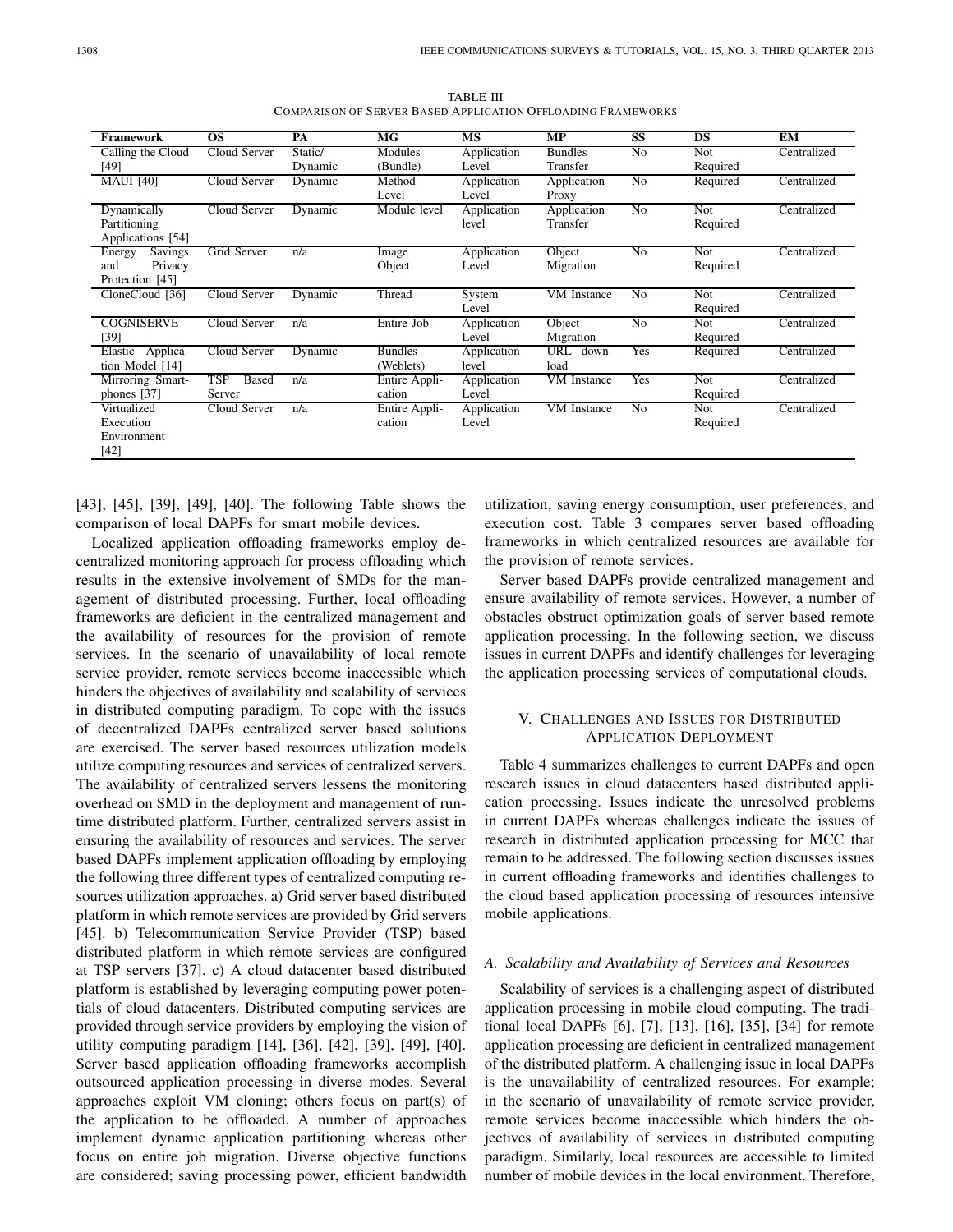TABLE III
COMPARISON OF SERVER BASED APPLICATION OFFLOADING FRAMEWORKS

| Framework | OS | PA | MG | MS | MP | SS | DS | EM |
|---|---|---|---|---|---|---|---|---|
| Calling the Cloud [49] | Cloud Server | Static/ Dynamic | Modules (Bundle) | Application Level | Bundles Transfer | No | Not Required | Centralized |
| MAUI [40] | Cloud Server | Dynamic | Method Level | Application Level | Application Proxy | No | Required | Centralized |
| Dynamically Partitioning Applications [54] | Cloud Server | Dynamic | Module level | Application level | Application Transfer | No | Not Required | Centralized |
| Energy Savings and Privacy Protection [45] | Grid Server | n/a | Image Object | Application Level | Object Migration | No | Not Required | Centralized |
| CloneCloud [36] | Cloud Server | Dynamic | Thread | System Level | VM Instance | No | Not Required | Centralized |
| COGNISERVE [39] | Cloud Server | n/a | Entire Job | Application Level | Object Migration | No | Not Required | Centralized |
| Elastic Application Model [14] | Cloud Server | Dynamic | Bundles (Weblets) | Application level | URL download | Yes | Required | Centralized |
| Mirroring Smartphones [37] | TSP Based Server | n/a | Entire Application | Application Level | VM Instance | Yes | Not Required | Centralized |
| Virtualized Execution Environment [42] | Cloud Server | n/a | Entire Application | Application Level | VM Instance | No | Not Required | Centralized |

[43], [45], [39], [49], [40]. The following Table shows the comparison of local DAPFs for smart mobile devices.

Localized application offloading frameworks employ decentralized monitoring approach for process offloading which results in the extensive involvement of SMDs for the management of distributed processing. Further, local offloading frameworks are deficient in the centralized management and the availability of resources for the provision of remote services. In the scenario of unavailability of local remote service provider, remote services become inaccessible which hinders the objectives of availability and scalability of services in distributed computing paradigm. To cope with the issues of decentralized DAPFs centralized server based solutions are exercised. The server based resources utilization models utilize computing resources and services of centralized servers. The availability of centralized servers lessens the monitoring overhead on SMD in the deployment and management of runtime distributed platform. Further, centralized servers assist in ensuring the availability of resources and services. The server based DAPFs implement application offloading by employing the following three different types of centralized computing resources utilization approaches. a) Grid server based distributed platform in which remote services are provided by Grid servers [45]. b) Telecommunication Service Provider (TSP) based distributed platform in which remote services are configured at TSP servers [37]. c) A cloud datacenter based distributed platform is established by leveraging computing power potentials of cloud datacenters. Distributed computing services are provided through service providers by employing the vision of utility computing paradigm [14], [36], [42], [39], [49], [40]. Server based application offloading frameworks accomplish outsourced application processing in diverse modes. Several approaches exploit VM cloning; others focus on part(s) of the application to be offloaded. A number of approaches implement dynamic application partitioning whereas other focus on entire job migration. Diverse objective functions are considered; saving processing power, efficient bandwidth utilization, saving energy consumption, user preferences, and execution cost. Table 3 compares server based offloading frameworks in which centralized resources are available for the provision of remote services.

Server based DAPFs provide centralized management and ensure availability of remote services. However, a number of obstacles obstruct optimization goals of server based remote application processing. In the following section, we discuss issues in current DAPFs and identify challenges for leveraging the application processing services of computational clouds.

## V. Challenges and Issues for Distributed Application Deployment

Table 4 summarizes challenges to current DAPFs and open research issues in cloud datacenters based distributed application processing. Issues indicate the unresolved problems in current DAPFs whereas challenges indicate the issues of research in distributed application processing for MCC that remain to be addressed. The following section discusses issues in current offloading frameworks and identifies challenges to the cloud based application processing of resources intensive mobile applications.

### *A. Scalability and Availability of Services and Resources*

Scalability of services is a challenging aspect of distributed application processing in mobile cloud computing. The traditional local DAPFs [6], [7], [13], [16], [35], [34] for remote application processing are deficient in centralized management of the distributed platform. A challenging issue in local DAPFs is the unavailability of centralized resources. For example; in the scenario of unavailability of remote service provider, remote services become inaccessible which hinders the objectives of availability of services in distributed computing paradigm. Similarly, local resources are accessible to limited number of mobile devices in the local environment. Therefore,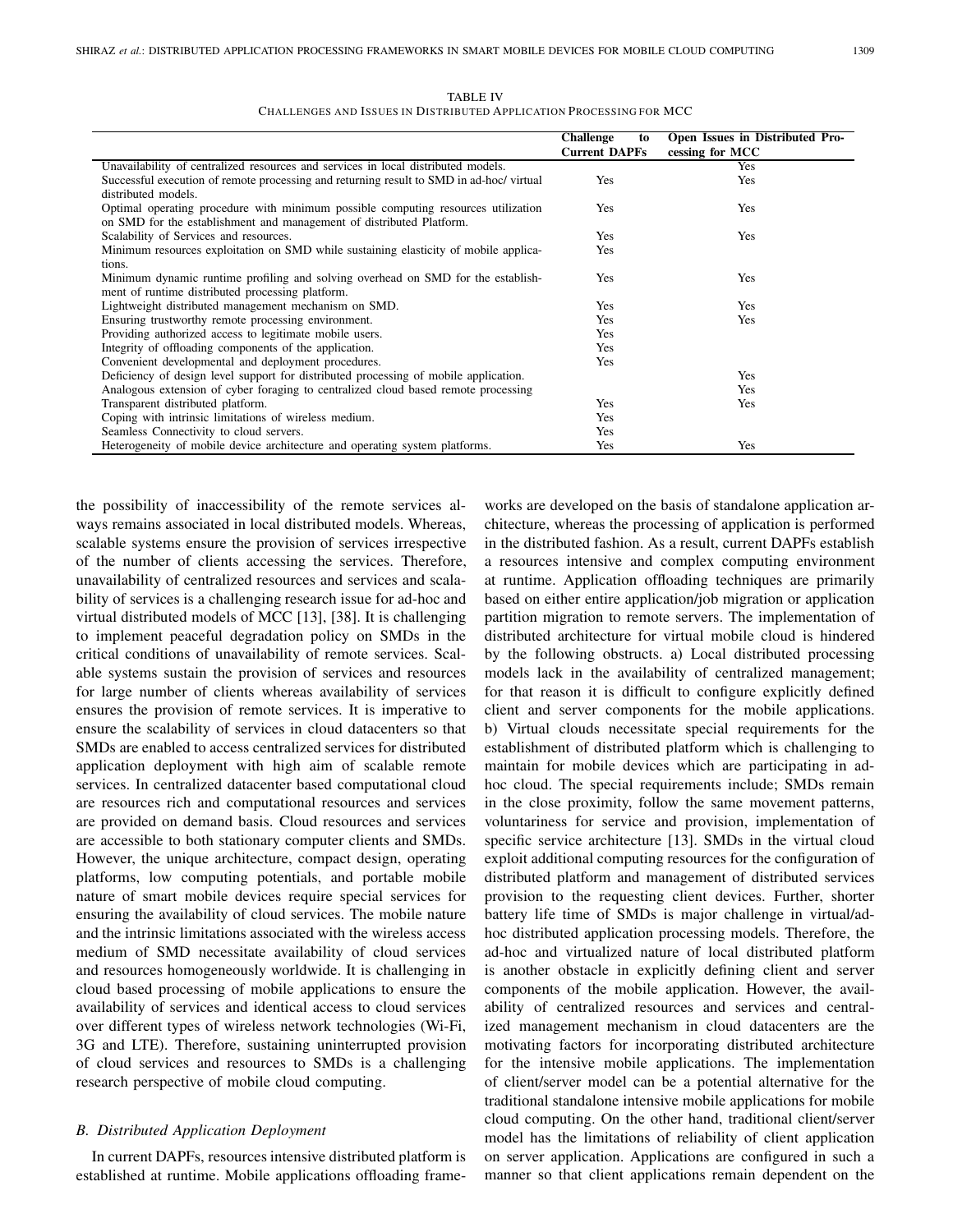TABLE IV
CHALLENGES AND ISSUES IN DISTRIBUTED APPLICATION PROCESSING FOR MCC

| | Challenge to Current DAPFs | Open Issues in Distributed Processing for MCC |
|---|---|---|
| Unavailability of centralized resources and services in local distributed models. | | Yes |
| Successful execution of remote processing and returning result to SMD in ad-hoc/ virtual distributed models. | Yes | Yes |
| Optimal operating procedure with minimum possible computing resources utilization on SMD for the establishment and management of distributed Platform. | Yes | Yes |
| Scalability of Services and resources. | Yes | Yes |
| Minimum resources exploitation on SMD while sustaining elasticity of mobile applications. | Yes | |
| Minimum dynamic runtime profiling and solving overhead on SMD for the establishment of runtime distributed processing platform. | Yes | Yes |
| Lightweight distributed management mechanism on SMD. | Yes | Yes |
| Ensuring trustworthy remote processing environment. | Yes | Yes |
| Providing authorized access to legitimate mobile users. | Yes | |
| Integrity of offloading components of the application. | Yes | |
| Convenient developmental and deployment procedures. | Yes | |
| Deficiency of design level support for distributed processing of mobile application. | | Yes |
| Analogous extension of cyber foraging to centralized cloud based remote processing | | Yes |
| Transparent distributed platform. | Yes | Yes |
| Coping with intrinsic limitations of wireless medium. | Yes | |
| Seamless Connectivity to cloud servers. | Yes | |
| Heterogeneity of mobile device architecture and operating system platforms. | Yes | Yes |

the possibility of inaccessibility of the remote services always remains associated in local distributed models. Whereas, scalable systems ensure the provision of services irrespective of the number of clients accessing the services. Therefore, unavailability of centralized resources and services and scalability of services is a challenging research issue for ad-hoc and virtual distributed models of MCC [13], [38]. It is challenging to implement peaceful degradation policy on SMDs in the critical conditions of unavailability of remote services. Scalable systems sustain the provision of services and resources for large number of clients whereas availability of services ensures the provision of remote services. It is imperative to ensure the scalability of services in cloud datacenters so that SMDs are enabled to access centralized services for distributed application deployment with high aim of scalable remote services. In centralized datacenter based computational cloud are resources rich and computational resources and services are provided on demand basis. Cloud resources and services are accessible to both stationary computer clients and SMDs. However, the unique architecture, compact design, operating platforms, low computing potentials, and portable mobile nature of smart mobile devices require special services for ensuring the availability of cloud services. The mobile nature and the intrinsic limitations associated with the wireless access medium of SMD necessitate availability of cloud services and resources homogeneously worldwide. It is challenging in cloud based processing of mobile applications to ensure the availability of services and identical access to cloud services over different types of wireless network technologies (Wi-Fi, 3G and LTE). Therefore, sustaining uninterrupted provision of cloud services and resources to SMDs is a challenging research perspective of mobile cloud computing.

### B. Distributed Application Deployment

In current DAPFs, resources intensive distributed platform is established at runtime. Mobile applications offloading frameworks are developed on the basis of standalone application architecture, whereas the processing of application is performed in the distributed fashion. As a result, current DAPFs establish a resources intensive and complex computing environment at runtime. Application offloading techniques are primarily based on either entire application/job migration or application partition migration to remote servers. The implementation of distributed architecture for virtual mobile cloud is hindered by the following obstructs. a) Local distributed processing models lack in the availability of centralized management; for that reason it is difficult to configure explicitly defined client and server components for the mobile applications. b) Virtual clouds necessitate special requirements for the establishment of distributed platform which is challenging to maintain for mobile devices which are participating in ad-hoc cloud. The special requirements include; SMDs remain in the close proximity, follow the same movement patterns, voluntariness for service and provision, implementation of specific service architecture [13]. SMDs in the virtual cloud exploit additional computing resources for the configuration of distributed platform and management of distributed services provision to the requesting client devices. Further, shorter battery life time of SMDs is major challenge in virtual/ad-hoc distributed application processing models. Therefore, the ad-hoc and virtualized nature of local distributed platform is another obstacle in explicitly defining client and server components of the mobile application. However, the availability of centralized resources and services and centralized management mechanism in cloud datacenters are the motivating factors for incorporating distributed architecture for the intensive mobile applications. The implementation of client/server model can be a potential alternative for the traditional standalone intensive mobile applications for mobile cloud computing. On the other hand, traditional client/server model has the limitations of reliability of client application on server application. Applications are configured in such a manner so that client applications remain dependent on the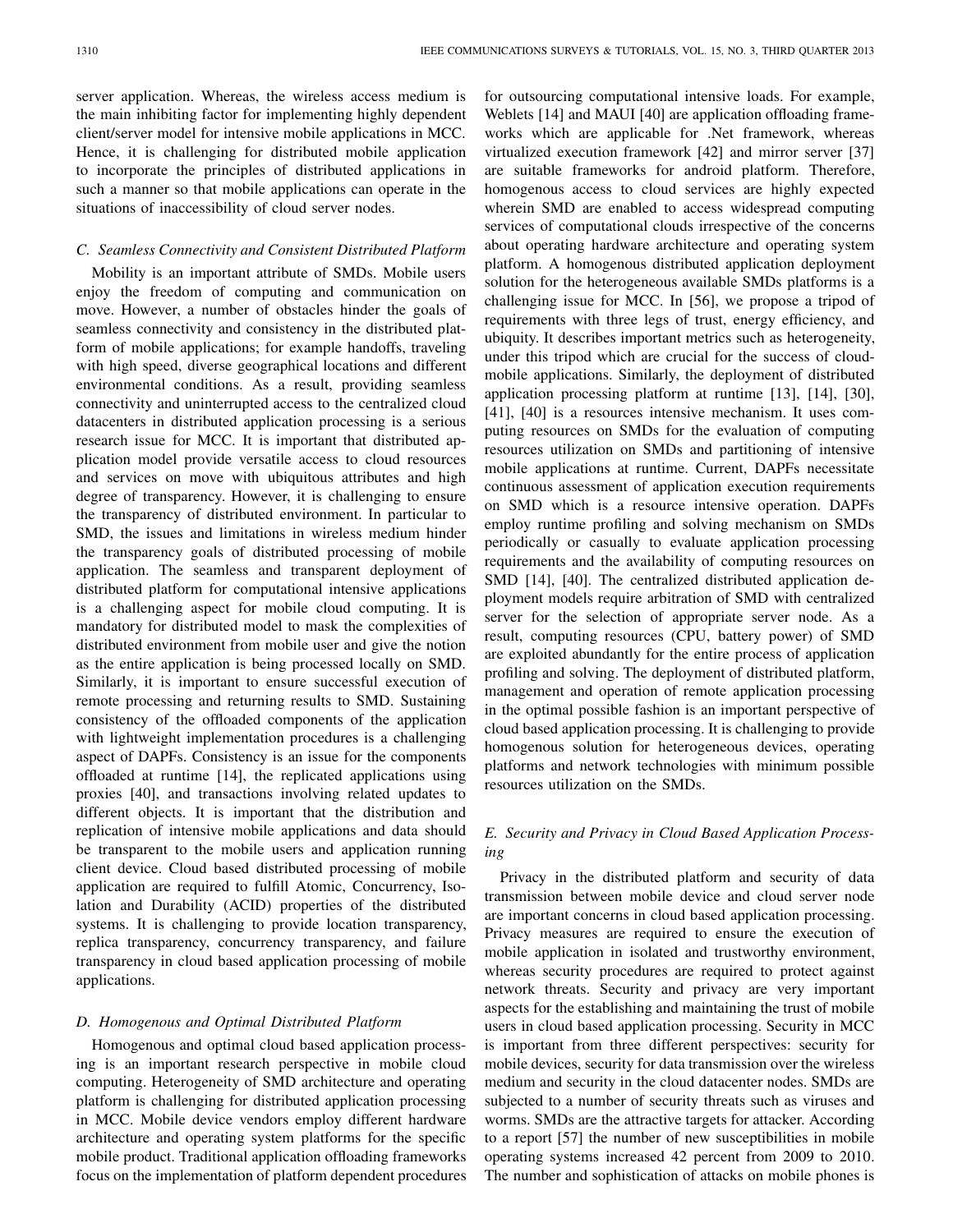server application. Whereas, the wireless access medium is the main inhibiting factor for implementing highly dependent client/server model for intensive mobile applications in MCC. Hence, it is challenging for distributed mobile application to incorporate the principles of distributed applications in such a manner so that mobile applications can operate in the situations of inaccessibility of cloud server nodes.

### *C. Seamless Connectivity and Consistent Distributed Platform*

Mobility is an important attribute of SMDs. Mobile users enjoy the freedom of computing and communication on move. However, a number of obstacles hinder the goals of seamless connectivity and consistency in the distributed platform of mobile applications; for example handoffs, traveling with high speed, diverse geographical locations and different environmental conditions. As a result, providing seamless connectivity and uninterrupted access to the centralized cloud datacenters in distributed application processing is a serious research issue for MCC. It is important that distributed application model provide versatile access to cloud resources and services on move with ubiquitous attributes and high degree of transparency. However, it is challenging to ensure the transparency of distributed environment. In particular to SMD, the issues and limitations in wireless medium hinder the transparency goals of distributed processing of mobile application. The seamless and transparent deployment of distributed platform for computational intensive applications is a challenging aspect for mobile cloud computing. It is mandatory for distributed model to mask the complexities of distributed environment from mobile user and give the notion as the entire application is being processed locally on SMD. Similarly, it is important to ensure successful execution of remote processing and returning results to SMD. Sustaining consistency of the offloaded components of the application with lightweight implementation procedures is a challenging aspect of DAPFs. Consistency is an issue for the components offloaded at runtime [14], the replicated applications using proxies [40], and transactions involving related updates to different objects. It is important that the distribution and replication of intensive mobile applications and data should be transparent to the mobile users and application running client device. Cloud based distributed processing of mobile application are required to fulfill Atomic, Concurrency, Isolation and Durability (ACID) properties of the distributed systems. It is challenging to provide location transparency, replica transparency, concurrency transparency, and failure transparency in cloud based application processing of mobile applications.

### *D. Homogenous and Optimal Distributed Platform*

Homogenous and optimal cloud based application processing is an important research perspective in mobile cloud computing. Heterogeneity of SMD architecture and operating platform is challenging for distributed application processing in MCC. Mobile device vendors employ different hardware architecture and operating system platforms for the specific mobile product. Traditional application offloading frameworks focus on the implementation of platform dependent procedures for outsourcing computational intensive loads. For example, Weblets [14] and MAUI [40] are application offloading frameworks which are applicable for .Net framework, whereas virtualized execution framework [42] and mirror server [37] are suitable frameworks for android platform. Therefore, homogenous access to cloud services are highly expected wherein SMD are enabled to access widespread computing services of computational clouds irrespective of the concerns about operating hardware architecture and operating system platform. A homogenous distributed application deployment solution for the heterogeneous available SMDs platforms is a challenging issue for MCC. In [56], we propose a tripod of requirements with three legs of trust, energy efficiency, and ubiquity. It describes important metrics such as heterogeneity, under this tripod which are crucial for the success of cloud-mobile applications. Similarly, the deployment of distributed application processing platform at runtime [13], [14], [30], [41], [40] is a resources intensive mechanism. It uses computing resources on SMDs for the evaluation of computing resources utilization on SMDs and partitioning of intensive mobile applications at runtime. Current, DAPFs necessitate continuous assessment of application execution requirements on SMD which is a resource intensive operation. DAPFs employ runtime profiling and solving mechanism on SMDs periodically or casually to evaluate application processing requirements and the availability of computing resources on SMD [14], [40]. The centralized distributed application deployment models require arbitration of SMD with centralized server for the selection of appropriate server node. As a result, computing resources (CPU, battery power) of SMD are exploited abundantly for the entire process of application profiling and solving. The deployment of distributed platform, management and operation of remote application processing in the optimal possible fashion is an important perspective of cloud based application processing. It is challenging to provide homogenous solution for heterogeneous devices, operating platforms and network technologies with minimum possible resources utilization on the SMDs.

### *E. Security and Privacy in Cloud Based Application Processing*

Privacy in the distributed platform and security of data transmission between mobile device and cloud server node are important concerns in cloud based application processing. Privacy measures are required to ensure the execution of mobile application in isolated and trustworthy environment, whereas security procedures are required to protect against network threats. Security and privacy are very important aspects for the establishing and maintaining the trust of mobile users in cloud based application processing. Security in MCC is important from three different perspectives: security for mobile devices, security for data transmission over the wireless medium and security in the cloud datacenter nodes. SMDs are subjected to a number of security threats such as viruses and worms. SMDs are the attractive targets for attacker. According to a report [57] the number of new susceptibilities in mobile operating systems increased 42 percent from 2009 to 2010. The number and sophistication of attacks on mobile phones is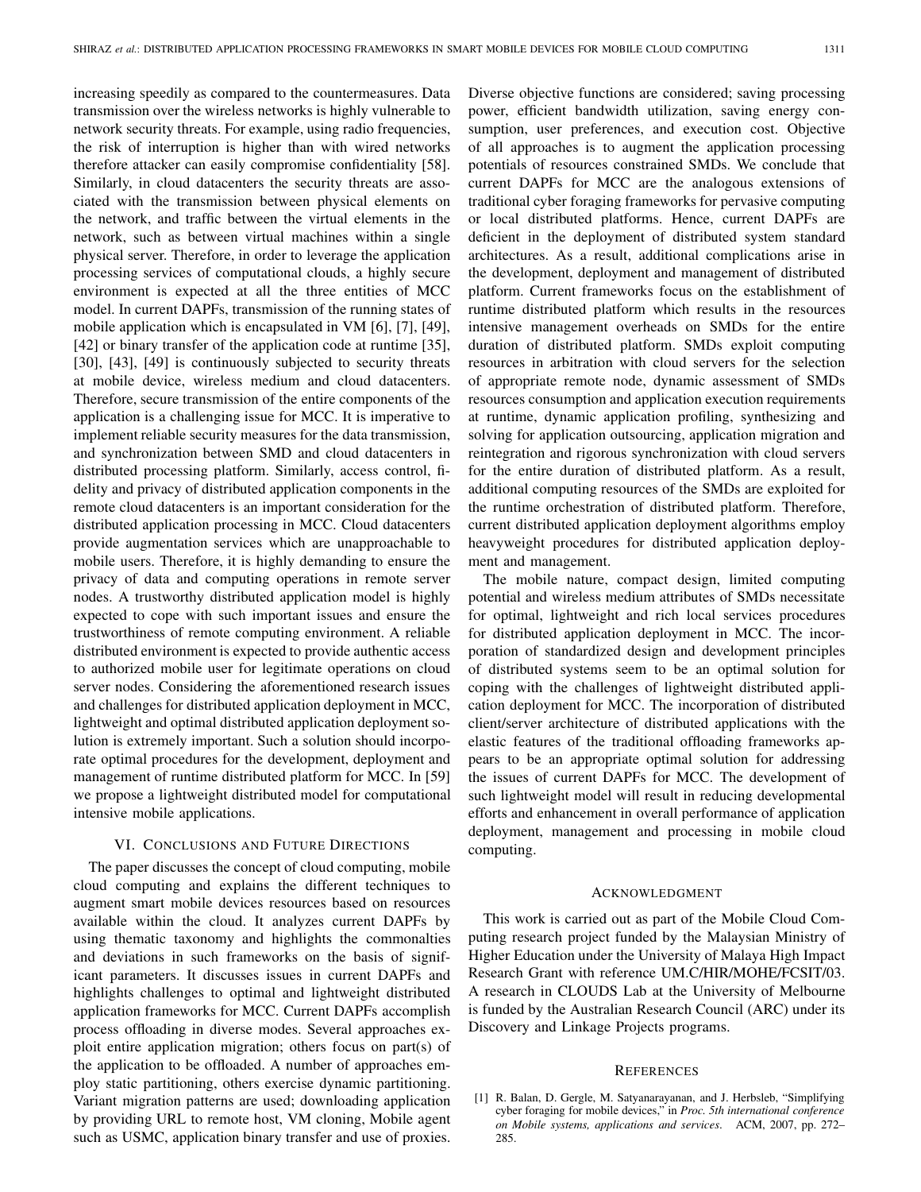increasing speedily as compared to the countermeasures. Data transmission over the wireless networks is highly vulnerable to network security threats. For example, using radio frequencies, the risk of interruption is higher than with wired networks therefore attacker can easily compromise confidentiality [58]. Similarly, in cloud datacenters the security threats are associated with the transmission between physical elements on the network, and traffic between the virtual elements in the network, such as between virtual machines within a single physical server. Therefore, in order to leverage the application processing services of computational clouds, a highly secure environment is expected at all the three entities of MCC model. In current DAPFs, transmission of the running states of mobile application which is encapsulated in VM [6], [7], [49], [42] or binary transfer of the application code at runtime [35], [30], [43], [49] is continuously subjected to security threats at mobile device, wireless medium and cloud datacenters. Therefore, secure transmission of the entire components of the application is a challenging issue for MCC. It is imperative to implement reliable security measures for the data transmission, and synchronization between SMD and cloud datacenters in distributed processing platform. Similarly, access control, fidelity and privacy of distributed application components in the remote cloud datacenters is an important consideration for the distributed application processing in MCC. Cloud datacenters provide augmentation services which are unapproachable to mobile users. Therefore, it is highly demanding to ensure the privacy of data and computing operations in remote server nodes. A trustworthy distributed application model is highly expected to cope with such important issues and ensure the trustworthiness of remote computing environment. A reliable distributed environment is expected to provide authentic access to authorized mobile user for legitimate operations on cloud server nodes. Considering the aforementioned research issues and challenges for distributed application deployment in MCC, lightweight and optimal distributed application deployment solution is extremely important. Such a solution should incorporate optimal procedures for the development, deployment and management of runtime distributed platform for MCC. In [59] we propose a lightweight distributed model for computational intensive mobile applications.

## VI. Conclusions and Future Directions

The paper discusses the concept of cloud computing, mobile cloud computing and explains the different techniques to augment smart mobile devices resources based on resources available within the cloud. It analyzes current DAPFs by using thematic taxonomy and highlights the commonalties and deviations in such frameworks on the basis of significant parameters. It discusses issues in current DAPFs and highlights challenges to optimal and lightweight distributed application frameworks for MCC. Current DAPFs accomplish process offloading in diverse modes. Several approaches exploit entire application migration; others focus on part(s) of the application to be offloaded. A number of approaches employ static partitioning, others exercise dynamic partitioning. Variant migration patterns are used; downloading application by providing URL to remote host, VM cloning, Mobile agent such as USMC, application binary transfer and use of proxies. Diverse objective functions are considered; saving processing power, efficient bandwidth utilization, saving energy consumption, user preferences, and execution cost. Objective of all approaches is to augment the application processing potentials of resources constrained SMDs. We conclude that current DAPFs for MCC are the analogous extensions of traditional cyber foraging frameworks for pervasive computing or local distributed platforms. Hence, current DAPFs are deficient in the deployment of distributed system standard architectures. As a result, additional complications arise in the development, deployment and management of distributed platform. Current frameworks focus on the establishment of runtime distributed platform which results in the resources intensive management overheads on SMDs for the entire duration of distributed platform. SMDs exploit computing resources in arbitration with cloud servers for the selection of appropriate remote node, dynamic assessment of SMDs resources consumption and application execution requirements at runtime, dynamic application profiling, synthesizing and solving for application outsourcing, application migration and reintegration and rigorous synchronization with cloud servers for the entire duration of distributed platform. As a result, additional computing resources of the SMDs are exploited for the runtime orchestration of distributed platform. Therefore, current distributed application deployment algorithms employ heavyweight procedures for distributed application deployment and management.

The mobile nature, compact design, limited computing potential and wireless medium attributes of SMDs necessitate for optimal, lightweight and rich local services procedures for distributed application deployment in MCC. The incorporation of standardized design and development principles of distributed systems seem to be an optimal solution for coping with the challenges of lightweight distributed application deployment for MCC. The incorporation of distributed client/server architecture of distributed applications with the elastic features of the traditional offloading frameworks appears to be an appropriate optimal solution for addressing the issues of current DAPFs for MCC. The development of such lightweight model will result in reducing developmental efforts and enhancement in overall performance of application deployment, management and processing in mobile cloud computing.

## Acknowledgment

This work is carried out as part of the Mobile Cloud Computing research project funded by the Malaysian Ministry of Higher Education under the University of Malaya High Impact Research Grant with reference UM.C/HIR/MOHE/FCSIT/03. A research in CLOUDS Lab at the University of Melbourne is funded by the Australian Research Council (ARC) under its Discovery and Linkage Projects programs.

## References

[1] R. Balan, D. Gergle, M. Satyanarayanan, and J. Herbsleb, "Simplifying cyber foraging for mobile devices," in *Proc. 5th international conference on Mobile systems, applications and services*. ACM, 2007, pp. 272–285.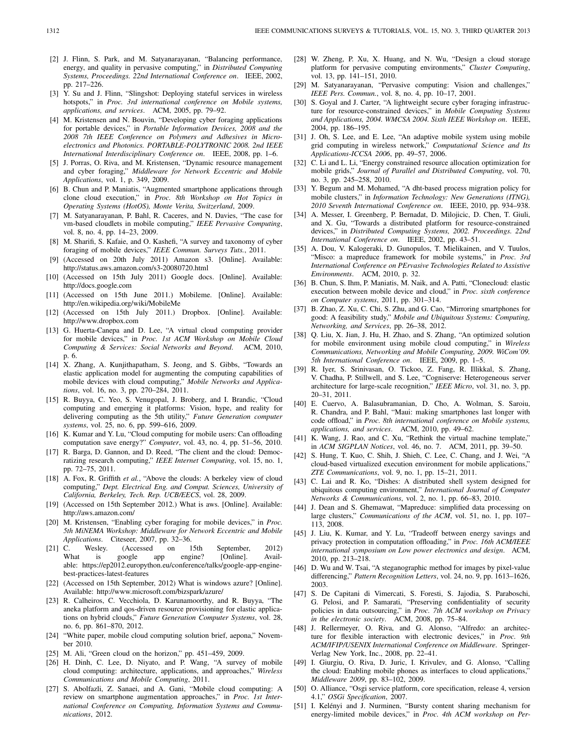[2] J. Flinn, S. Park, and M. Satyanarayanan, "Balancing performance, energy, and quality in pervasive computing," in *Distributed Computing Systems, Proceedings. 22nd International Conference on*. IEEE, 2002, pp. 217–226.

[3] Y. Su and J. Flinn, "Slingshot: Deploying stateful services in wireless hotspots," in *Proc. 3rd international conference on Mobile systems, applications, and services*. ACM, 2005, pp. 79–92.

[4] M. Kristensen and N. Bouvin, "Developing cyber foraging applications for portable devices," in *Portable Information Devices, 2008 and the 2008 7th IEEE Conference on Polymers and Adhesives in Microelectronics and Photonics. PORTABLE-POLYTRONIC 2008. 2nd IEEE International Interdisciplinary Conference on*. IEEE, 2008, pp. 1–6.

[5] J. Porras, O. Riva, and M. Kristensen, "Dynamic resource management and cyber foraging," *Middleware for Network Eccentric and Mobile Applications*, vol. 1, p. 349, 2009.

[6] B. Chun and P. Maniatis, "Augmented smartphone applications through clone cloud execution," in *Proc. 8th Workshop on Hot Topics in Operating Systems (HotOS), Monte Verita, Switzerland*, 2009.

[7] M. Satyanarayanan, P. Bahl, R. Caceres, and N. Davies, "The case for vm-based cloudlets in mobile computing," *IEEE Pervasive Computing*, vol. 8, no. 4, pp. 14–23, 2009.

[8] M. Sharifi, S. Kafaie, and O. Kashefi, "A survey and taxonomy of cyber foraging of mobile devices," *IEEE Commun. Surveys Tuts.*, 2011.

[9] (Accessed on 20th July 2011) Amazon s3. [Online]. Available: http://status.aws.amazon.com/s3-20080720.html

[10] (Accessed on 15th July 2011) Google docs. [Online]. Available: http://docs.google.com

[11] (Accessed on 15th June 2011.) Mobileme. [Online]. Available: http://en.wikipedia.org/wiki/MobileMe

[12] (Accessed on 15th July 2011.) Dropbox. [Online]. Available: http://www.dropbox.com

[13] G. Huerta-Canepa and D. Lee, "A virtual cloud computing provider for mobile devices," in *Proc. 1st ACM Workshop on Mobile Cloud Computing & Services: Social Networks and Beyond*. ACM, 2010, p. 6.

[14] X. Zhang, A. Kunjithapatham, S. Jeong, and S. Gibbs, "Towards an elastic application model for augmenting the computing capabilities of mobile devices with cloud computing," *Mobile Networks and Applications*, vol. 16, no. 3, pp. 270–284, 2011.

[15] R. Buyya, C. Yeo, S. Venugopal, J. Broberg, and I. Brandic, "Cloud computing and emerging it platforms: Vision, hype, and reality for delivering computing as the 5th utility," *Future Generation computer systems*, vol. 25, no. 6, pp. 599–616, 2009.

[16] K. Kumar and Y. Lu, "Cloud computing for mobile users: Can offloading computation save energy?" *Computer*, vol. 43, no. 4, pp. 51–56, 2010.

[17] R. Barga, D. Gannon, and D. Reed, "The client and the cloud: Democratizing research computing," *IEEE Internet Computing*, vol. 15, no. 1, pp. 72–75, 2011.

[18] A. Fox, R. Griffith *et al.*, "Above the clouds: A berkeley view of cloud computing," *Dept. Electrical Eng. and Comput. Sciences, University of California, Berkeley, Tech. Rep. UCB/EECS*, vol. 28, 2009.

[19] (Accessed on 15th September 2012.) What is aws. [Online]. Available: http://aws.amazon.com/

[20] M. Kristensen, "Enabling cyber foraging for mobile devices," in *Proc. 5th MiNEMA Workshop: Middleware for Network Eccentric and Mobile Applications*. Citeseer, 2007, pp. 32–36.

[21] C. Wesley. (Accessed on 15th September, 2012) What is google app engine? [Online]. Available: https://ep2012.europython.eu/conference/talks/google-app-engine-best-practices-latest-features

[22] (Accessed on 15th September, 2012) What is windows azure? [Online]. Available: http://www.microsoft.com/bizspark/azure/

[23] R. Calheiros, C. Vecchiola, D. Karunamoorthy, and R. Buyya, "The aneka platform and qos-driven resource provisioning for elastic applications on hybrid clouds," *Future Generation Computer Systems*, vol. 28, no. 6, pp. 861–870, 2012.

[24] "White paper, mobile cloud computing solution brief, aepona," November 2010.

[25] M. Ali, "Green cloud on the horizon," pp. 451–459, 2009.

[26] H. Dinh, C. Lee, D. Niyato, and P. Wang, "A survey of mobile cloud computing: architecture, applications, and approaches," *Wireless Communications and Mobile Computing*, 2011.

[27] S. Abolfazli, Z. Sanaei, and A. Gani, "Mobile cloud computing: A review on smartphone augmentation approaches," in *Proc. 1st International Conference on Computing, Information Systems and Communications*, 2012.

[28] W. Zheng, P. Xu, X. Huang, and N. Wu, "Design a cloud storage platform for pervasive computing environments," *Cluster Computing*, vol. 13, pp. 141–151, 2010.

[29] M. Satyanarayanan, "Pervasive computing: Vision and challenges," *IEEE Pers. Commun.*, vol. 8, no. 4, pp. 10–17, 2001.

[30] S. Goyal and J. Carter, "A lightweight secure cyber foraging infrastructure for resource-constrained devices," in *Mobile Computing Systems and Applications, 2004. WMCSA 2004. Sixth IEEE Workshop on*. IEEE, 2004, pp. 186–195.

[31] J. Oh, S. Lee, and E. Lee, "An adaptive mobile system using mobile grid computing in wireless network," *Computational Science and Its Applications-ICCSA 2006*, pp. 49–57, 2006.

[32] C. Li and L. Li, "Energy constrained resource allocation optimization for mobile grids," *Journal of Parallel and Distributed Computing*, vol. 70, no. 3, pp. 245–258, 2010.

[33] Y. Begum and M. Mohamed, "A dht-based process migration policy for mobile clusters," in *Information Technology: New Generations (ITNG), 2010 Seventh International Conference on*. IEEE, 2010, pp. 934–938.

[34] A. Messer, I. Greenberg, P. Bernadat, D. Milojicic, D. Chen, T. Giuli, and X. Gu, "Towards a distributed platform for resource-constrained devices," in *Distributed Computing Systems, 2002. Proceedings. 22nd International Conference on*. IEEE, 2002, pp. 43–51.

[35] A. Dou, V. Kalogeraki, D. Gunopulos, T. Mielikainen, and V. Tuulos, "Misco: a mapreduce framework for mobile systems," in *Proc. 3rd International Conference on PErvasive Technologies Related to Assistive Environments*. ACM, 2010, p. 32.

[36] B. Chun, S. Ihm, P. Maniatis, M. Naik, and A. Patti, "Clonecloud: elastic execution between mobile device and cloud," in *Proc. sixth conference on Computer systems*, 2011, pp. 301–314.

[37] B. Zhao, Z. Xu, C. Chi, S. Zhu, and G. Cao, "Mirroring smartphones for good: A feasibility study," *Mobile and Ubiquitous Systems: Computing, Networking, and Services*, pp. 26–38, 2012.

[38] Q. Liu, X. Jian, J. Hu, H. Zhao, and S. Zhang, "An optimized solution for mobile environment using mobile cloud computing," in *Wireless Communications, Networking and Mobile Computing, 2009. WiCom'09. 5th International Conference on*. IEEE, 2009, pp. 1–5.

[39] R. Iyer, S. Srinivasan, O. Tickoo, Z. Fang, R. Illikkal, S. Zhang, V. Chadha, P. Stillwell, and S. Lee, "Cogniserve: Heterogeneous server architecture for large-scale recognition," *IEEE Micro*, vol. 31, no. 3, pp. 20–31, 2011.

[40] E. Cuervo, A. Balasubramanian, D. Cho, A. Wolman, S. Saroiu, R. Chandra, and P. Bahl, "Maui: making smartphones last longer with code offload," in *Proc. 8th international conference on Mobile systems, applications, and services*. ACM, 2010, pp. 49–62.

[41] K. Wang, J. Rao, and C. Xu, "Rethink the virtual machine template," in *ACM SIGPLAN Notices*, vol. 46, no. 7. ACM, 2011, pp. 39–50.

[42] S. Hung, T. Kuo, C. Shih, J. Shieh, C. Lee, C. Chang, and J. Wei, "A cloud-based virtualized execution environment for mobile applications," *ZTE Communications*, vol. 9, no. 1, pp. 15–21, 2011.

[43] C. Lai and R. Ko, "Dishes: A distributed shell system designed for ubiquitous computing environment," *International Journal of Computer Networks & Communications*, vol. 2, no. 1, pp. 66–83, 2010.

[44] J. Dean and S. Ghemawat, "Mapreduce: simplified data processing on large clusters," *Communications of the ACM*, vol. 51, no. 1, pp. 107–113, 2008.

[45] J. Liu, K. Kumar, and Y. Lu, "Tradeoff between energy savings and privacy protection in computation offloading," in *Proc. 16th ACM/IEEE international symposium on Low power electronics and design*. ACM, 2010, pp. 213–218.

[46] D. Wu and W. Tsai, "A steganographic method for images by pixel-value differencing," *Pattern Recognition Letters*, vol. 24, no. 9, pp. 1613–1626, 2003.

[47] S. De Capitani di Vimercati, S. Foresti, S. Jajodia, S. Paraboschi, G. Pelosi, and P. Samarati, "Preserving confidentiality of security policies in data outsourcing," in *Proc. 7th ACM workshop on Privacy in the electronic society*. ACM, 2008, pp. 75–84.

[48] J. Rellermeyer, O. Riva, and G. Alonso, "Alfredo: an architecture for flexible interaction with electronic devices," in *Proc. 9th ACM/IFIP/USENIX International Conference on Middleware*. Springer-Verlag New York, Inc., 2008, pp. 22–41.

[49] I. Giurgiu, O. Riva, D. Juric, I. Krivulev, and G. Alonso, "Calling the cloud: Enabling mobile phones as interfaces to cloud applications," *Middleware 2009*, pp. 83–102, 2009.

[50] O. Alliance, "Osgi service platform, core specification, release 4, version 4.1," *OSGi Specification*, 2007.

[51] I. Kelényi and J. Nurminen, "Bursty content sharing mechanism for energy-limited mobile devices," in *Proc. 4th ACM workshop on Per-*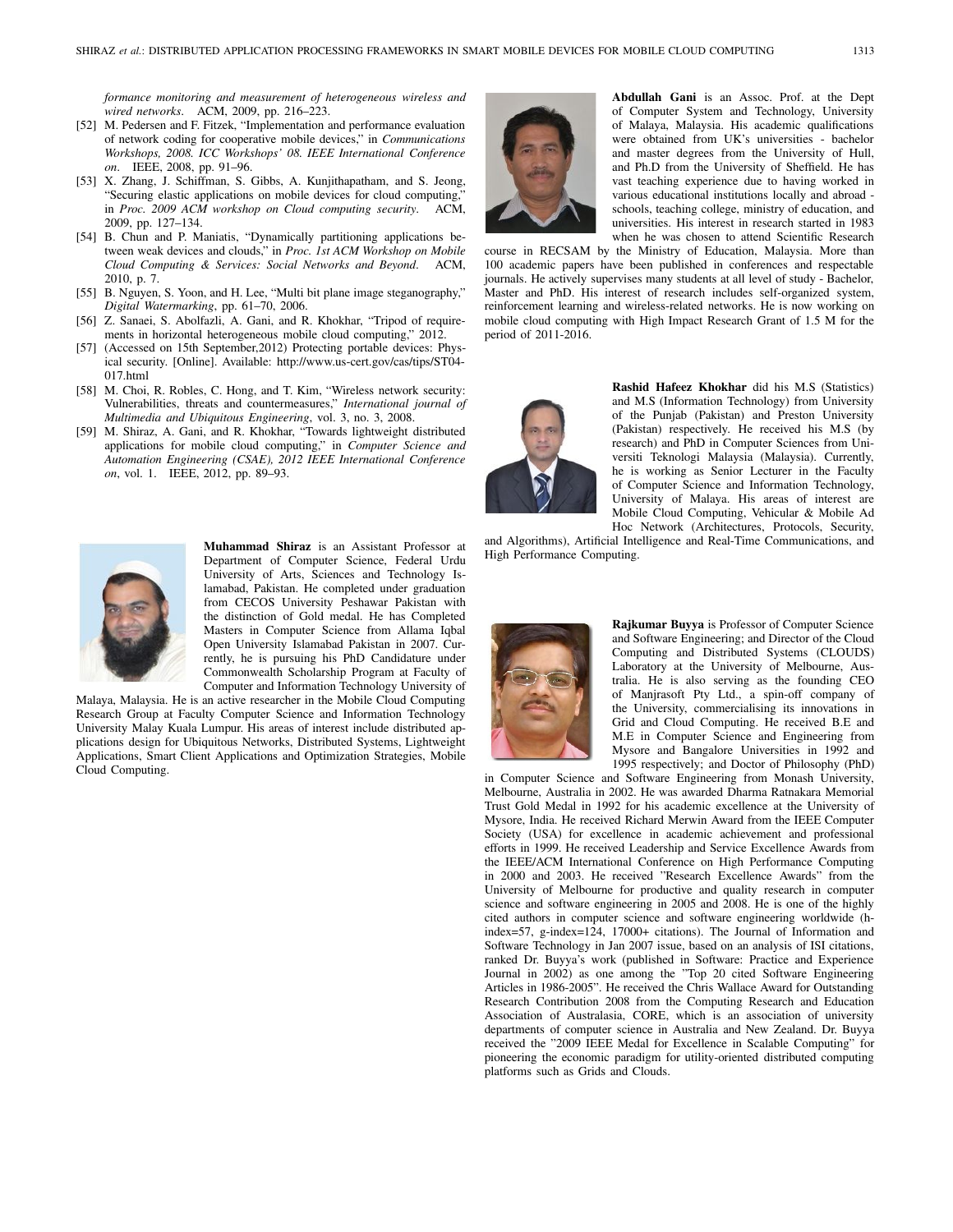formance monitoring and measurement of heterogeneous wireless and wired networks*. ACM, 2009, pp. 216–223.

[52] M. Pedersen and F. Fitzek, "Implementation and performance evaluation of network coding for cooperative mobile devices," in *Communications Workshops, 2008. ICC Workshops' 08. IEEE International Conference on*. IEEE, 2008, pp. 91–96.

[53] X. Zhang, J. Schiffman, S. Gibbs, A. Kunjithapatham, and S. Jeong, "Securing elastic applications on mobile devices for cloud computing," in *Proc. 2009 ACM workshop on Cloud computing security*. ACM, 2009, pp. 127–134.

[54] B. Chun and P. Maniatis, "Dynamically partitioning applications between weak devices and clouds," in *Proc. 1st ACM Workshop on Mobile Cloud Computing & Services: Social Networks and Beyond*. ACM, 2010, p. 7.

[55] B. Nguyen, S. Yoon, and H. Lee, "Multi bit plane image steganography," *Digital Watermarking*, pp. 61–70, 2006.

[56] Z. Sanaei, S. Abolfazli, A. Gani, and R. Khokhar, "Tripod of requirements in horizontal heterogeneous mobile cloud computing," 2012.

[57] (Accessed on 15th September,2012) Protecting portable devices: Physical security. [Online]. Available: http://www.us-cert.gov/cas/tips/ST04-017.html

[58] M. Choi, R. Robles, C. Hong, and T. Kim, "Wireless network security: Vulnerabilities, threats and countermeasures," *International journal of Multimedia and Ubiquitous Engineering*, vol. 3, no. 3, 2008.

[59] M. Shiraz, A. Gani, and R. Khokhar, "Towards lightweight distributed applications for mobile cloud computing," in *Computer Science and Automation Engineering (CSAE), 2012 IEEE International Conference on*, vol. 1. IEEE, 2012, pp. 89–93.

**Muhammad Shiraz** is an Assistant Professor at Department of Computer Science, Federal Urdu University of Arts, Sciences and Technology Islamabad, Pakistan. He completed under graduation from CECOS University Peshawar Pakistan with the distinction of Gold medal. He has Completed Masters in Computer Science from Allama Iqbal Open University Islamabad Pakistan in 2007. Currently, he is pursuing his PhD Candidature under Commonwealth Scholarship Program at Faculty of Computer and Information Technology University of Malaya, Malaysia. He is an active researcher in the Mobile Cloud Computing Research Group at Faculty Computer Science and Information Technology University Malay Kuala Lumpur. His areas of interest include distributed applications design for Ubiquitous Networks, Distributed Systems, Lightweight Applications, Smart Client Applications and Optimization Strategies, Mobile Cloud Computing.

**Abdullah Gani** is an Assoc. Prof. at the Dept of Computer System and Technology, University of Malaya, Malaysia. His academic qualifications were obtained from UK's universities - bachelor and master degrees from the University of Hull, and Ph.D from the University of Sheffield. He has vast teaching experience due to having worked in various educational institutions locally and abroad - schools, teaching college, ministry of education, and universities. His interest in research started in 1983 when he was chosen to attend Scientific Research course in RECSAM by the Ministry of Education, Malaysia. More than 100 academic papers have been published in conferences and respectable journals. He actively supervises many students at all level of study - Bachelor, Master and PhD. His interest of research includes self-organized system, reinforcement learning and wireless-related networks. He is now working on mobile cloud computing with High Impact Research Grant of 1.5 M for the period of 2011-2016.

**Rashid Hafeez Khokhar** did his M.S (Statistics) and M.S (Information Technology) from University of the Punjab (Pakistan) and Preston University (Pakistan) respectively. He received his M.S (by research) and PhD in Computer Sciences from Universiti Teknologi Malaysia (Malaysia). Currently, he is working as Senior Lecturer in the Faculty of Computer Science and Information Technology, University of Malaya. His areas of interest are Mobile Cloud Computing, Vehicular & Mobile Ad Hoc Network (Architectures, Protocols, Security, and Algorithms), Artificial Intelligence and Real-Time Communications, and High Performance Computing.

**Rajkumar Buyya** is Professor of Computer Science and Software Engineering; and Director of the Cloud Computing and Distributed Systems (CLOUDS) Laboratory at the University of Melbourne, Australia. He is also serving as the founding CEO of Manjrasoft Pty Ltd., a spin-off company of the University, commercialising its innovations in Grid and Cloud Computing. He received B.E and M.E in Computer Science and Engineering from Mysore and Bangalore Universities in 1992 and 1995 respectively; and Doctor of Philosophy (PhD) in Computer Science and Software Engineering from Monash University, Melbourne, Australia in 2002. He was awarded Dharma Ratnakara Memorial Trust Gold Medal in 1992 for his academic excellence at the University of Mysore, India. He received Richard Merwin Award from the IEEE Computer Society (USA) for excellence in academic achievement and professional efforts in 1999. He received Leadership and Service Excellence Awards from the IEEE/ACM International Conference on High Performance Computing in 2000 and 2003. He received "Research Excellence Awards" from the University of Melbourne for productive and quality research in computer science and software engineering in 2005 and 2008. He is one of the highly cited authors in computer science and software engineering worldwide (h-index=57, g-index=124, 17000+ citations). The Journal of Information and Software Technology in Jan 2007 issue, based on an analysis of ISI citations, ranked Dr. Buyya's work (published in Software: Practice and Experience Journal in 2002) as one among the "Top 20 cited Software Engineering Articles in 1986-2005". He received the Chris Wallace Award for Outstanding Research Contribution 2008 from the Computing Research and Education Association of Australasia, CORE, which is an association of university departments of computer science in Australia and New Zealand. Dr. Buyya received the "2009 IEEE Medal for Excellence in Scalable Computing" for pioneering the economic paradigm for utility-oriented distributed computing platforms such as Grids and Clouds.